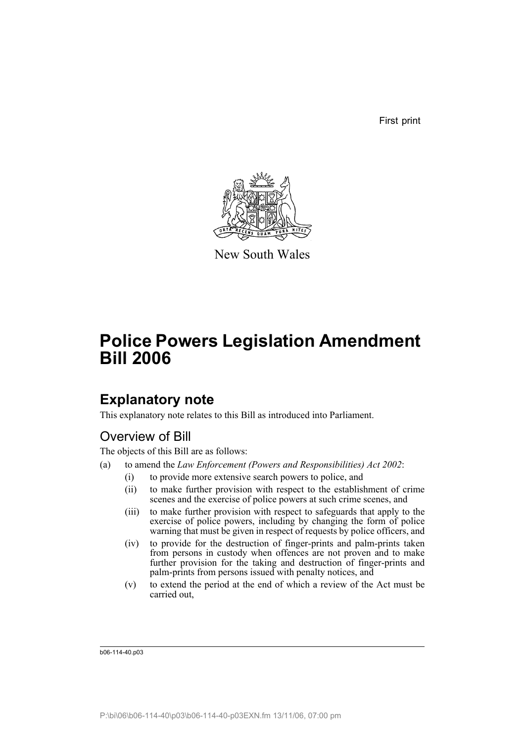First print

New South Wales

# Police Powers Legislation Amendment Bill 2006

## Explanatory note

This explanatory note relates to this Bill as introduced into Parliament.

### Overview of Bill

The objects of this Bill are as follows:

(a) to amend the *Law Enforcement (Powers and Responsibilities) Act 2002*:

- (i) to provide more extensive search powers to police, and
- (ii) to make further provision with respect to the establishment of crime scenes and the exercise of police powers at such crime scenes, and
- (iii) to make further provision with respect to safeguards that apply to the exercise of police powers, including by changing the form of police warning that must be given in respect of requests by police officers, and
- (iv) to provide for the destruction of finger-prints and palm-prints taken from persons in custody when offences are not proven and to make further provision for the taking and destruction of finger-prints and palm-prints from persons issued with penalty notices, and
- (v) to extend the period at the end of which a review of the Act must be carried out,

b06-114-40.p03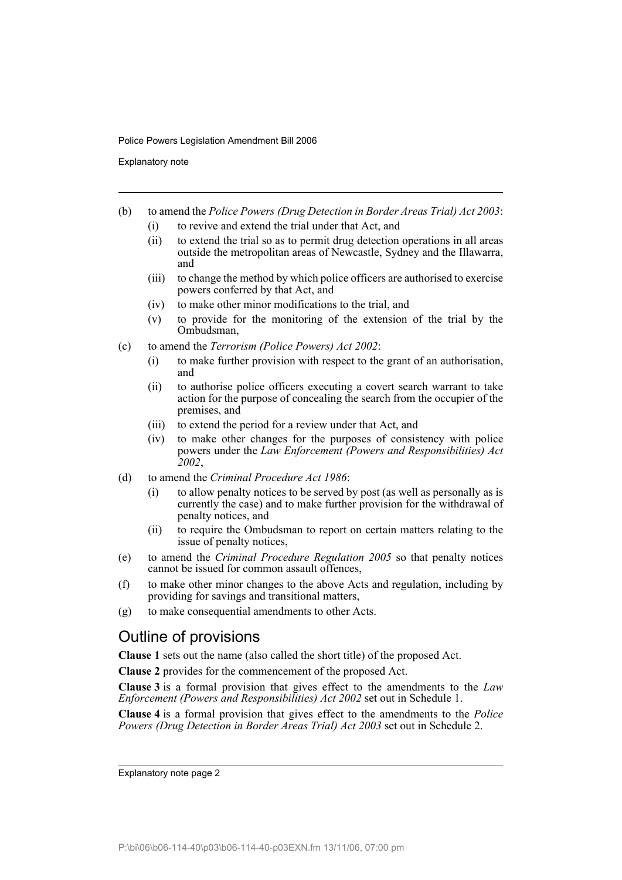(b) to amend the *Police Powers (Drug Detection in Border Areas Trial) Act 2003*:

  (i) to revive and extend the trial under that Act, and

  (ii) to extend the trial so as to permit drug detection operations in all areas outside the metropolitan areas of Newcastle, Sydney and the Illawarra, and

  (iii) to change the method by which police officers are authorised to exercise powers conferred by that Act, and

  (iv) to make other minor modifications to the trial, and

  (v) to provide for the monitoring of the extension of the trial by the Ombudsman,

(c) to amend the *Terrorism (Police Powers) Act 2002*:

  (i) to make further provision with respect to the grant of an authorisation, and

  (ii) to authorise police officers executing a covert search warrant to take action for the purpose of concealing the search from the occupier of the premises, and

  (iii) to extend the period for a review under that Act, and

  (iv) to make other changes for the purposes of consistency with police powers under the *Law Enforcement (Powers and Responsibilities) Act 2002*,

(d) to amend the *Criminal Procedure Act 1986*:

  (i) to allow penalty notices to be served by post (as well as personally as is currently the case) and to make further provision for the withdrawal of penalty notices, and

  (ii) to require the Ombudsman to report on certain matters relating to the issue of penalty notices,

(e) to amend the *Criminal Procedure Regulation 2005* so that penalty notices cannot be issued for common assault offences,

(f) to make other minor changes to the above Acts and regulation, including by providing for savings and transitional matters,

(g) to make consequential amendments to other Acts.

## Outline of provisions

**Clause 1** sets out the name (also called the short title) of the proposed Act.

**Clause 2** provides for the commencement of the proposed Act.

**Clause 3** is a formal provision that gives effect to the amendments to the *Law Enforcement (Powers and Responsibilities) Act 2002* set out in Schedule 1.

**Clause 4** is a formal provision that gives effect to the amendments to the *Police Powers (Drug Detection in Border Areas Trial) Act 2003* set out in Schedule 2.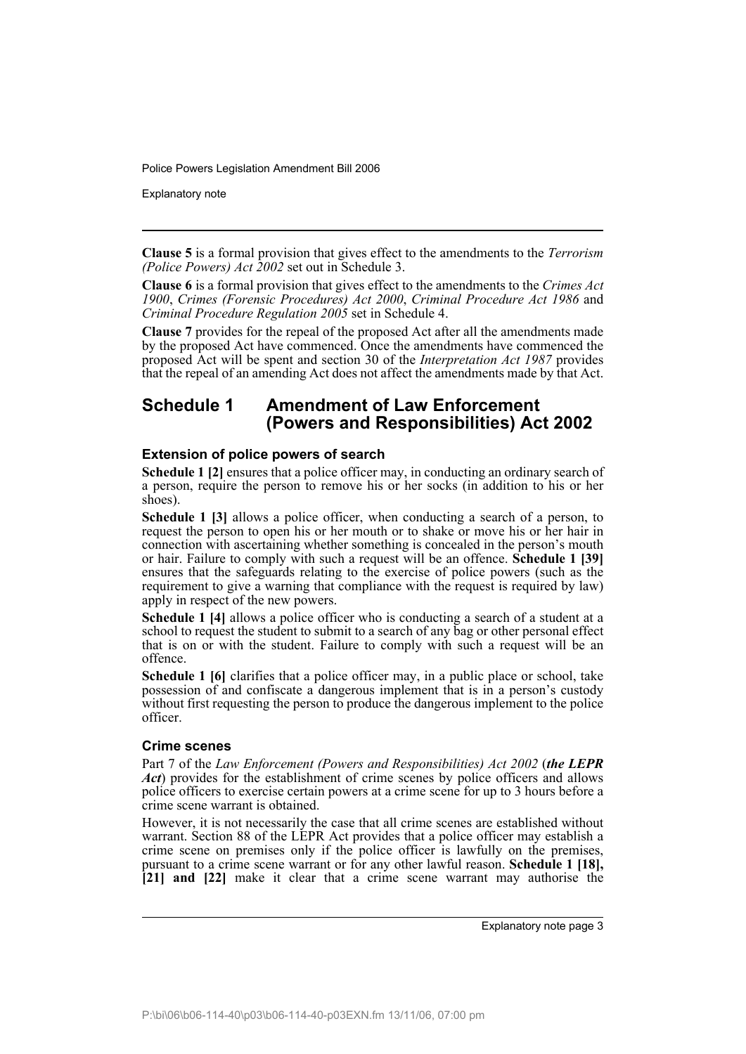**Clause 5** is a formal provision that gives effect to the amendments to the *Terrorism (Police Powers) Act 2002* set out in Schedule 3.

**Clause 6** is a formal provision that gives effect to the amendments to the *Crimes Act 1900*, *Crimes (Forensic Procedures) Act 2000*, *Criminal Procedure Act 1986* and *Criminal Procedure Regulation 2005* set in Schedule 4.

**Clause 7** provides for the repeal of the proposed Act after all the amendments made by the proposed Act have commenced. Once the amendments have commenced the proposed Act will be spent and section 30 of the *Interpretation Act 1987* provides that the repeal of an amending Act does not affect the amendments made by that Act.

## Schedule 1 Amendment of Law Enforcement (Powers and Responsibilities) Act 2002

### Extension of police powers of search

**Schedule 1 [2]** ensures that a police officer may, in conducting an ordinary search of a person, require the person to remove his or her socks (in addition to his or her shoes).

**Schedule 1 [3]** allows a police officer, when conducting a search of a person, to request the person to open his or her mouth or to shake or move his or her hair in connection with ascertaining whether something is concealed in the person's mouth or hair. Failure to comply with such a request will be an offence. **Schedule 1 [39]** ensures that the safeguards relating to the exercise of police powers (such as the requirement to give a warning that compliance with the request is required by law) apply in respect of the new powers.

**Schedule 1 [4]** allows a police officer who is conducting a search of a student at a school to request the student to submit to a search of any bag or other personal effect that is on or with the student. Failure to comply with such a request will be an offence.

**Schedule 1 [6]** clarifies that a police officer may, in a public place or school, take possession of and confiscate a dangerous implement that is in a person's custody without first requesting the person to produce the dangerous implement to the police officer.

### Crime scenes

Part 7 of the *Law Enforcement (Powers and Responsibilities) Act 2002* (***the LEPR Act***) provides for the establishment of crime scenes by police officers and allows police officers to exercise certain powers at a crime scene for up to 3 hours before a crime scene warrant is obtained.

However, it is not necessarily the case that all crime scenes are established without warrant. Section 88 of the LEPR Act provides that a police officer may establish a crime scene on premises only if the police officer is lawfully on the premises, pursuant to a crime scene warrant or for any other lawful reason. **Schedule 1 [18], [21] and [22]** make it clear that a crime scene warrant may authorise the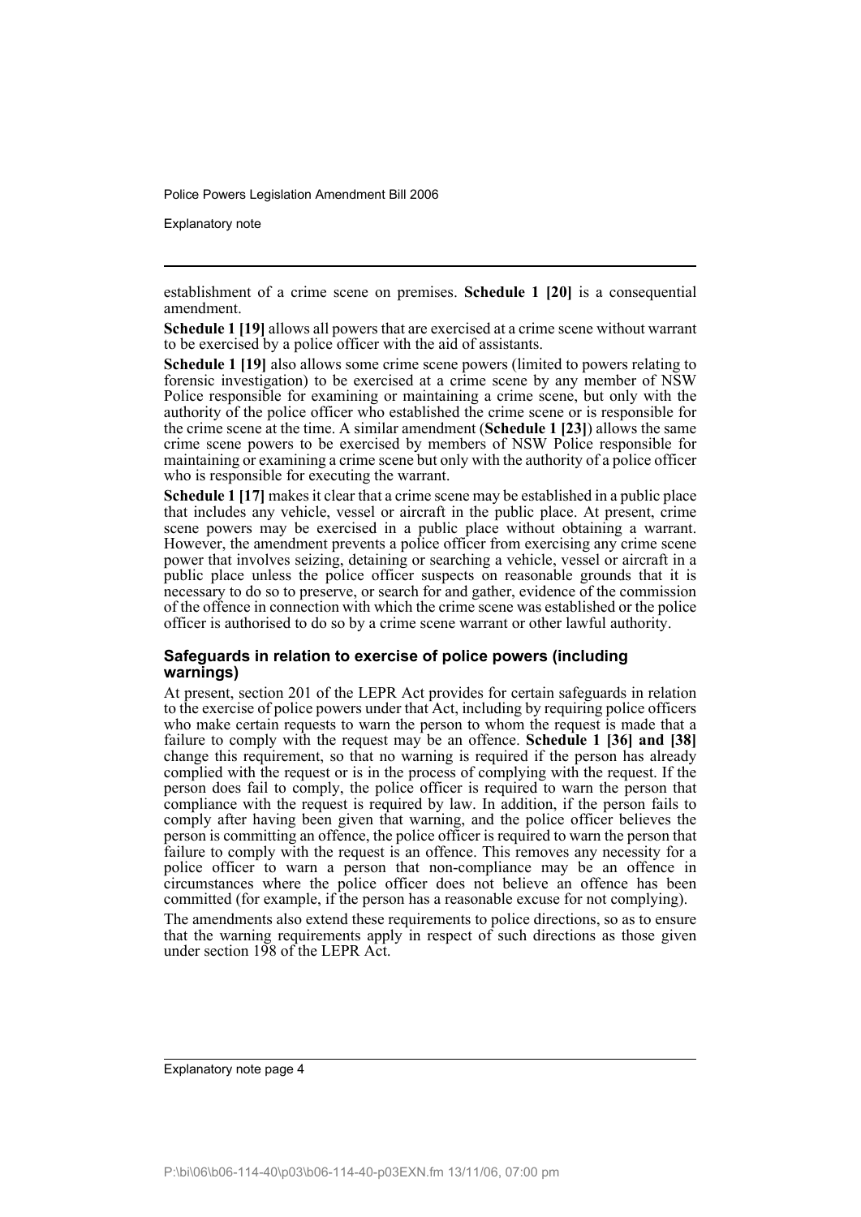establishment of a crime scene on premises. **Schedule 1 [20]** is a consequential amendment.

**Schedule 1 [19]** allows all powers that are exercised at a crime scene without warrant to be exercised by a police officer with the aid of assistants.

**Schedule 1 [19]** also allows some crime scene powers (limited to powers relating to forensic investigation) to be exercised at a crime scene by any member of NSW Police responsible for examining or maintaining a crime scene, but only with the authority of the police officer who established the crime scene or is responsible for the crime scene at the time. A similar amendment (**Schedule 1 [23]**) allows the same crime scene powers to be exercised by members of NSW Police responsible for maintaining or examining a crime scene but only with the authority of a police officer who is responsible for executing the warrant.

**Schedule 1 [17]** makes it clear that a crime scene may be established in a public place that includes any vehicle, vessel or aircraft in the public place. At present, crime scene powers may be exercised in a public place without obtaining a warrant. However, the amendment prevents a police officer from exercising any crime scene power that involves seizing, detaining or searching a vehicle, vessel or aircraft in a public place unless the police officer suspects on reasonable grounds that it is necessary to do so to preserve, or search for and gather, evidence of the commission of the offence in connection with which the crime scene was established or the police officer is authorised to do so by a crime scene warrant or other lawful authority.

### Safeguards in relation to exercise of police powers (including warnings)

At present, section 201 of the LEPR Act provides for certain safeguards in relation to the exercise of police powers under that Act, including by requiring police officers who make certain requests to warn the person to whom the request is made that a failure to comply with the request may be an offence. **Schedule 1 [36] and [38]** change this requirement, so that no warning is required if the person has already complied with the request or is in the process of complying with the request. If the person does fail to comply, the police officer is required to warn the person that compliance with the request is required by law. In addition, if the person fails to comply after having been given that warning, and the police officer believes the person is committing an offence, the police officer is required to warn the person that failure to comply with the request is an offence. This removes any necessity for a police officer to warn a person that non-compliance may be an offence in circumstances where the police officer does not believe an offence has been committed (for example, if the person has a reasonable excuse for not complying).

The amendments also extend these requirements to police directions, so as to ensure that the warning requirements apply in respect of such directions as those given under section 198 of the LEPR Act.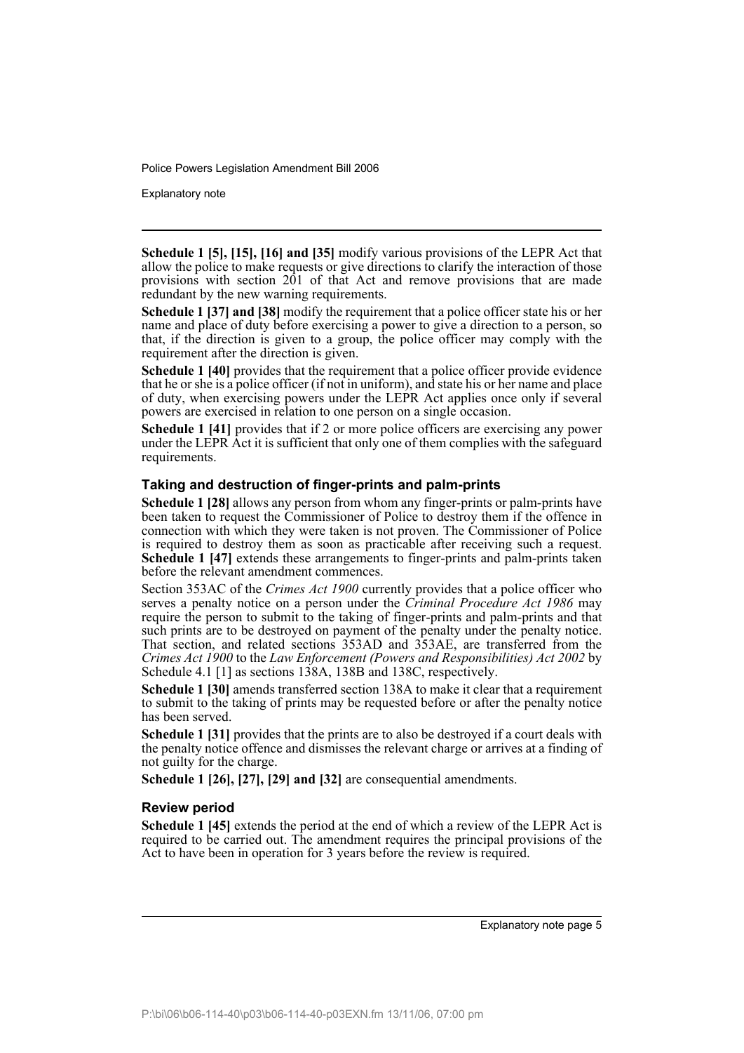**Schedule 1 [5], [15], [16] and [35]** modify various provisions of the LEPR Act that allow the police to make requests or give directions to clarify the interaction of those provisions with section 201 of that Act and remove provisions that are made redundant by the new warning requirements.

**Schedule 1 [37] and [38]** modify the requirement that a police officer state his or her name and place of duty before exercising a power to give a direction to a person, so that, if the direction is given to a group, the police officer may comply with the requirement after the direction is given.

**Schedule 1 [40]** provides that the requirement that a police officer provide evidence that he or she is a police officer (if not in uniform), and state his or her name and place of duty, when exercising powers under the LEPR Act applies once only if several powers are exercised in relation to one person on a single occasion.

**Schedule 1 [41]** provides that if 2 or more police officers are exercising any power under the LEPR Act it is sufficient that only one of them complies with the safeguard requirements.

### Taking and destruction of finger-prints and palm-prints

**Schedule 1 [28]** allows any person from whom any finger-prints or palm-prints have been taken to request the Commissioner of Police to destroy them if the offence in connection with which they were taken is not proven. The Commissioner of Police is required to destroy them as soon as practicable after receiving such a request. **Schedule 1 [47]** extends these arrangements to finger-prints and palm-prints taken before the relevant amendment commences.

Section 353AC of the *Crimes Act 1900* currently provides that a police officer who serves a penalty notice on a person under the *Criminal Procedure Act 1986* may require the person to submit to the taking of finger-prints and palm-prints and that such prints are to be destroyed on payment of the penalty under the penalty notice. That section, and related sections 353AD and 353AE, are transferred from the *Crimes Act 1900* to the *Law Enforcement (Powers and Responsibilities) Act 2002* by Schedule 4.1 [1] as sections 138A, 138B and 138C, respectively.

**Schedule 1 [30]** amends transferred section 138A to make it clear that a requirement to submit to the taking of prints may be requested before or after the penalty notice has been served.

**Schedule 1 [31]** provides that the prints are to also be destroyed if a court deals with the penalty notice offence and dismisses the relevant charge or arrives at a finding of not guilty for the charge.

**Schedule 1 [26], [27], [29] and [32]** are consequential amendments.

### Review period

**Schedule 1 [45]** extends the period at the end of which a review of the LEPR Act is required to be carried out. The amendment requires the principal provisions of the Act to have been in operation for 3 years before the review is required.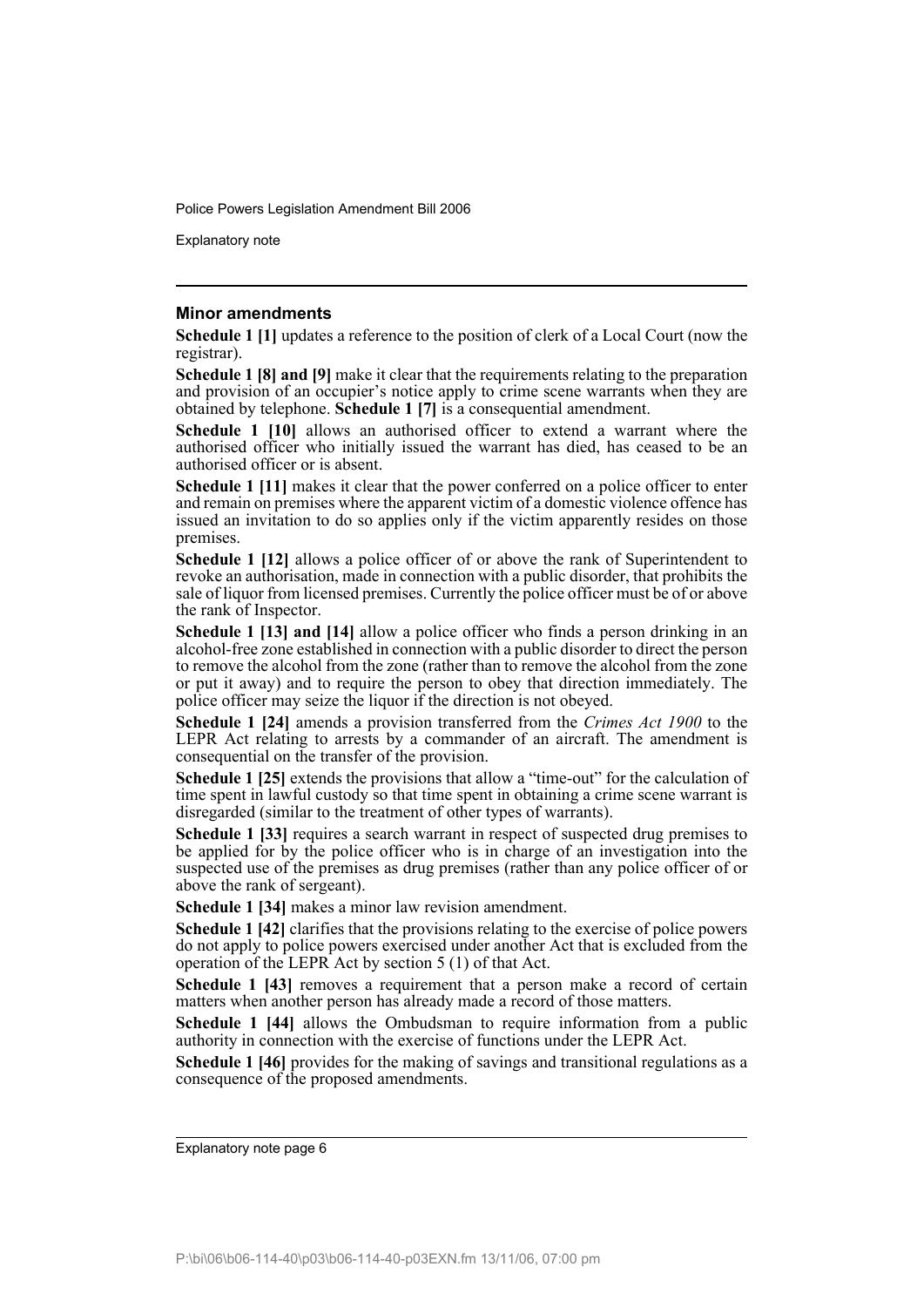### Minor amendments

**Schedule 1 [1]** updates a reference to the position of clerk of a Local Court (now the registrar).

**Schedule 1 [8] and [9]** make it clear that the requirements relating to the preparation and provision of an occupier's notice apply to crime scene warrants when they are obtained by telephone. **Schedule 1 [7]** is a consequential amendment.

**Schedule 1 [10]** allows an authorised officer to extend a warrant where the authorised officer who initially issued the warrant has died, has ceased to be an authorised officer or is absent.

**Schedule 1 [11]** makes it clear that the power conferred on a police officer to enter and remain on premises where the apparent victim of a domestic violence offence has issued an invitation to do so applies only if the victim apparently resides on those premises.

**Schedule 1 [12]** allows a police officer of or above the rank of Superintendent to revoke an authorisation, made in connection with a public disorder, that prohibits the sale of liquor from licensed premises. Currently the police officer must be of or above the rank of Inspector.

**Schedule 1 [13] and [14]** allow a police officer who finds a person drinking in an alcohol-free zone established in connection with a public disorder to direct the person to remove the alcohol from the zone (rather than to remove the alcohol from the zone or put it away) and to require the person to obey that direction immediately. The police officer may seize the liquor if the direction is not obeyed.

**Schedule 1 [24]** amends a provision transferred from the *Crimes Act 1900* to the LEPR Act relating to arrests by a commander of an aircraft. The amendment is consequential on the transfer of the provision.

**Schedule 1 [25]** extends the provisions that allow a "time-out" for the calculation of time spent in lawful custody so that time spent in obtaining a crime scene warrant is disregarded (similar to the treatment of other types of warrants).

**Schedule 1 [33]** requires a search warrant in respect of suspected drug premises to be applied for by the police officer who is in charge of an investigation into the suspected use of the premises as drug premises (rather than any police officer of or above the rank of sergeant).

**Schedule 1 [34]** makes a minor law revision amendment.

**Schedule 1 [42]** clarifies that the provisions relating to the exercise of police powers do not apply to police powers exercised under another Act that is excluded from the operation of the LEPR Act by section 5 (1) of that Act.

**Schedule 1 [43]** removes a requirement that a person make a record of certain matters when another person has already made a record of those matters.

**Schedule 1 [44]** allows the Ombudsman to require information from a public authority in connection with the exercise of functions under the LEPR Act.

**Schedule 1 [46]** provides for the making of savings and transitional regulations as a consequence of the proposed amendments.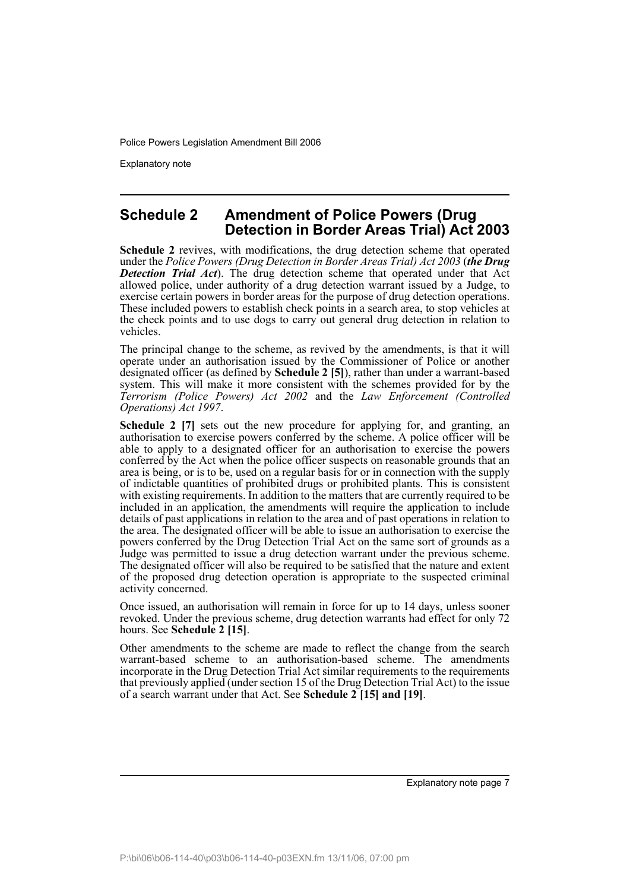## Schedule 2 Amendment of Police Powers (Drug Detection in Border Areas Trial) Act 2003

**Schedule 2** revives, with modifications, the drug detection scheme that operated under the *Police Powers (Drug Detection in Border Areas Trial) Act 2003* (***the Drug Detection Trial Act***). The drug detection scheme that operated under that Act allowed police, under authority of a drug detection warrant issued by a Judge, to exercise certain powers in border areas for the purpose of drug detection operations. These included powers to establish check points in a search area, to stop vehicles at the check points and to use dogs to carry out general drug detection in relation to vehicles.

The principal change to the scheme, as revived by the amendments, is that it will operate under an authorisation issued by the Commissioner of Police or another designated officer (as defined by **Schedule 2 [5]**), rather than under a warrant-based system. This will make it more consistent with the schemes provided for by the *Terrorism (Police Powers) Act 2002* and the *Law Enforcement (Controlled Operations) Act 1997*.

**Schedule 2 [7]** sets out the new procedure for applying for, and granting, an authorisation to exercise powers conferred by the scheme. A police officer will be able to apply to a designated officer for an authorisation to exercise the powers conferred by the Act when the police officer suspects on reasonable grounds that an area is being, or is to be, used on a regular basis for or in connection with the supply of indictable quantities of prohibited drugs or prohibited plants. This is consistent with existing requirements. In addition to the matters that are currently required to be included in an application, the amendments will require the application to include details of past applications in relation to the area and of past operations in relation to the area. The designated officer will be able to issue an authorisation to exercise the powers conferred by the Drug Detection Trial Act on the same sort of grounds as a Judge was permitted to issue a drug detection warrant under the previous scheme. The designated officer will also be required to be satisfied that the nature and extent of the proposed drug detection operation is appropriate to the suspected criminal activity concerned.

Once issued, an authorisation will remain in force for up to 14 days, unless sooner revoked. Under the previous scheme, drug detection warrants had effect for only 72 hours. See **Schedule 2 [15]**.

Other amendments to the scheme are made to reflect the change from the search warrant-based scheme to an authorisation-based scheme. The amendments incorporate in the Drug Detection Trial Act similar requirements to the requirements that previously applied (under section 15 of the Drug Detection Trial Act) to the issue of a search warrant under that Act. See **Schedule 2 [15] and [19]**.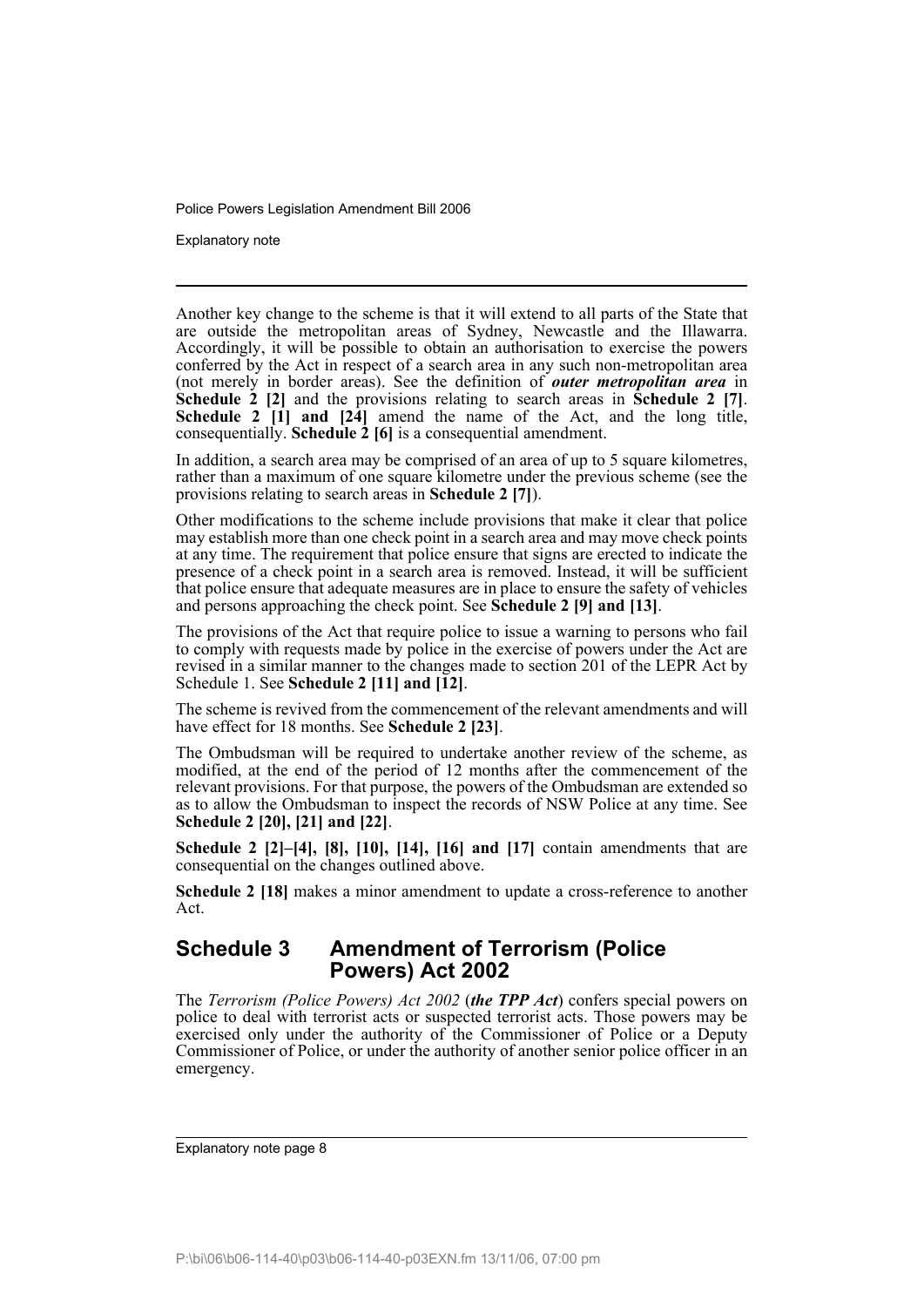Another key change to the scheme is that it will extend to all parts of the State that are outside the metropolitan areas of Sydney, Newcastle and the Illawarra. Accordingly, it will be possible to obtain an authorisation to exercise the powers conferred by the Act in respect of a search area in any such non-metropolitan area (not merely in border areas). See the definition of ***outer metropolitan area*** in **Schedule 2 [2]** and the provisions relating to search areas in **Schedule 2 [7]**. **Schedule 2 [1] and [24]** amend the name of the Act, and the long title, consequentially. **Schedule 2 [6]** is a consequential amendment.

In addition, a search area may be comprised of an area of up to 5 square kilometres, rather than a maximum of one square kilometre under the previous scheme (see the provisions relating to search areas in **Schedule 2 [7]**).

Other modifications to the scheme include provisions that make it clear that police may establish more than one check point in a search area and may move check points at any time. The requirement that police ensure that signs are erected to indicate the presence of a check point in a search area is removed. Instead, it will be sufficient that police ensure that adequate measures are in place to ensure the safety of vehicles and persons approaching the check point. See **Schedule 2 [9] and [13]**.

The provisions of the Act that require police to issue a warning to persons who fail to comply with requests made by police in the exercise of powers under the Act are revised in a similar manner to the changes made to section 201 of the LEPR Act by Schedule 1. See **Schedule 2 [11] and [12]**.

The scheme is revived from the commencement of the relevant amendments and will have effect for 18 months. See **Schedule 2 [23]**.

The Ombudsman will be required to undertake another review of the scheme, as modified, at the end of the period of 12 months after the commencement of the relevant provisions. For that purpose, the powers of the Ombudsman are extended so as to allow the Ombudsman to inspect the records of NSW Police at any time. See **Schedule 2 [20], [21] and [22]**.

**Schedule 2 [2]–[4], [8], [10], [14], [16] and [17]** contain amendments that are consequential on the changes outlined above.

**Schedule 2 [18]** makes a minor amendment to update a cross-reference to another Act.

## Schedule 3 Amendment of Terrorism (Police Powers) Act 2002

The *Terrorism (Police Powers) Act 2002* (***the TPP Act***) confers special powers on police to deal with terrorist acts or suspected terrorist acts. Those powers may be exercised only under the authority of the Commissioner of Police or a Deputy Commissioner of Police, or under the authority of another senior police officer in an emergency.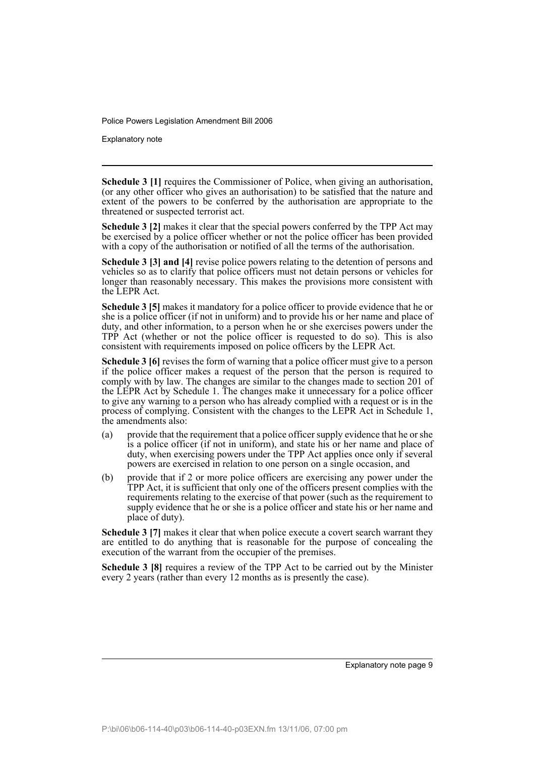**Schedule 3 [1]** requires the Commissioner of Police, when giving an authorisation, (or any other officer who gives an authorisation) to be satisfied that the nature and extent of the powers to be conferred by the authorisation are appropriate to the threatened or suspected terrorist act.

**Schedule 3 [2]** makes it clear that the special powers conferred by the TPP Act may be exercised by a police officer whether or not the police officer has been provided with a copy of the authorisation or notified of all the terms of the authorisation.

**Schedule 3 [3] and [4]** revise police powers relating to the detention of persons and vehicles so as to clarify that police officers must not detain persons or vehicles for longer than reasonably necessary. This makes the provisions more consistent with the LEPR Act.

**Schedule 3 [5]** makes it mandatory for a police officer to provide evidence that he or she is a police officer (if not in uniform) and to provide his or her name and place of duty, and other information, to a person when he or she exercises powers under the TPP Act (whether or not the police officer is requested to do so). This is also consistent with requirements imposed on police officers by the LEPR Act.

**Schedule 3 [6]** revises the form of warning that a police officer must give to a person if the police officer makes a request of the person that the person is required to comply with by law. The changes are similar to the changes made to section 201 of the LEPR Act by Schedule 1. The changes make it unnecessary for a police officer to give any warning to a person who has already complied with a request or is in the process of complying. Consistent with the changes to the LEPR Act in Schedule 1, the amendments also:

(a) provide that the requirement that a police officer supply evidence that he or she is a police officer (if not in uniform), and state his or her name and place of duty, when exercising powers under the TPP Act applies once only if several powers are exercised in relation to one person on a single occasion, and

(b) provide that if 2 or more police officers are exercising any power under the TPP Act, it is sufficient that only one of the officers present complies with the requirements relating to the exercise of that power (such as the requirement to supply evidence that he or she is a police officer and state his or her name and place of duty).

**Schedule 3 [7]** makes it clear that when police execute a covert search warrant they are entitled to do anything that is reasonable for the purpose of concealing the execution of the warrant from the occupier of the premises.

**Schedule 3 [8]** requires a review of the TPP Act to be carried out by the Minister every 2 years (rather than every 12 months as is presently the case).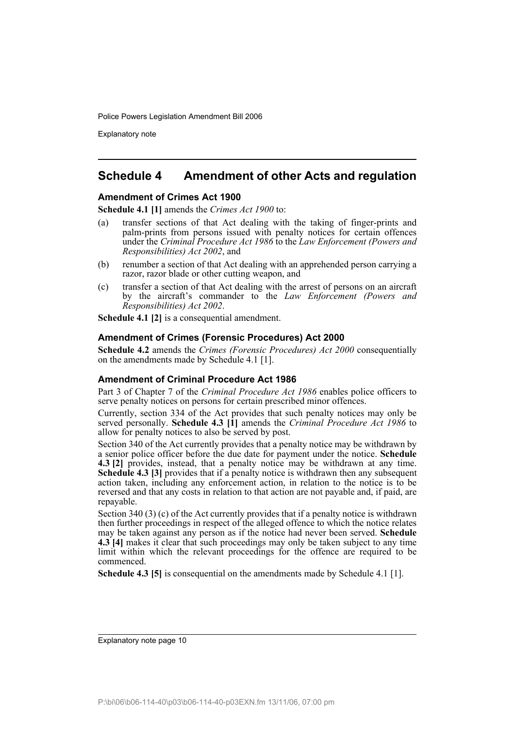## Schedule 4 Amendment of other Acts and regulation

### Amendment of Crimes Act 1900

**Schedule 4.1 [1]** amends the *Crimes Act 1900* to:

(a) transfer sections of that Act dealing with the taking of finger-prints and palm-prints from persons issued with penalty notices for certain offences under the *Criminal Procedure Act 1986* to the *Law Enforcement (Powers and Responsibilities) Act 2002*, and

(b) renumber a section of that Act dealing with an apprehended person carrying a razor, razor blade or other cutting weapon, and

(c) transfer a section of that Act dealing with the arrest of persons on an aircraft by the aircraft's commander to the *Law Enforcement (Powers and Responsibilities) Act 2002*.

**Schedule 4.1 [2]** is a consequential amendment.

### Amendment of Crimes (Forensic Procedures) Act 2000

**Schedule 4.2** amends the *Crimes (Forensic Procedures) Act 2000* consequentially on the amendments made by Schedule 4.1 [1].

### Amendment of Criminal Procedure Act 1986

Part 3 of Chapter 7 of the *Criminal Procedure Act 1986* enables police officers to serve penalty notices on persons for certain prescribed minor offences.

Currently, section 334 of the Act provides that such penalty notices may only be served personally. **Schedule 4.3 [1]** amends the *Criminal Procedure Act 1986* to allow for penalty notices to also be served by post.

Section 340 of the Act currently provides that a penalty notice may be withdrawn by a senior police officer before the due date for payment under the notice. **Schedule 4.3 [2]** provides, instead, that a penalty notice may be withdrawn at any time. **Schedule 4.3 [3]** provides that if a penalty notice is withdrawn then any subsequent action taken, including any enforcement action, in relation to the notice is to be reversed and that any costs in relation to that action are not payable and, if paid, are repayable.

Section 340 (3) (c) of the Act currently provides that if a penalty notice is withdrawn then further proceedings in respect of the alleged offence to which the notice relates may be taken against any person as if the notice had never been served. **Schedule 4.3 [4]** makes it clear that such proceedings may only be taken subject to any time limit within which the relevant proceedings for the offence are required to be commenced.

**Schedule 4.3 [5]** is consequential on the amendments made by Schedule 4.1 [1].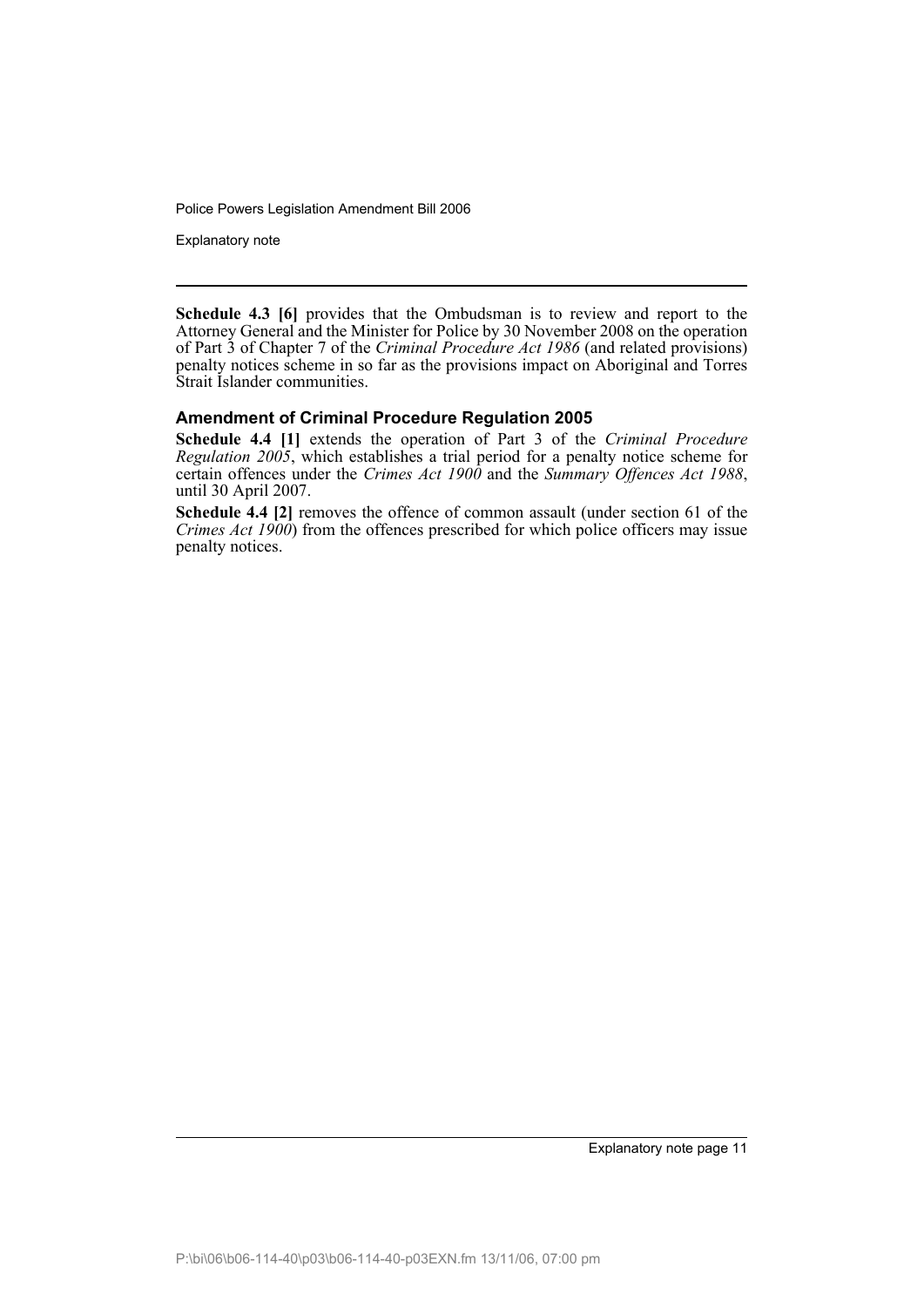**Schedule 4.3 [6]** provides that the Ombudsman is to review and report to the Attorney General and the Minister for Police by 30 November 2008 on the operation of Part 3 of Chapter 7 of the *Criminal Procedure Act 1986* (and related provisions) penalty notices scheme in so far as the provisions impact on Aboriginal and Torres Strait Islander communities.

### Amendment of Criminal Procedure Regulation 2005

**Schedule 4.4 [1]** extends the operation of Part 3 of the *Criminal Procedure Regulation 2005*, which establishes a trial period for a penalty notice scheme for certain offences under the *Crimes Act 1900* and the *Summary Offences Act 1988*, until 30 April 2007.

**Schedule 4.4 [2]** removes the offence of common assault (under section 61 of the *Crimes Act 1900*) from the offences prescribed for which police officers may issue penalty notices.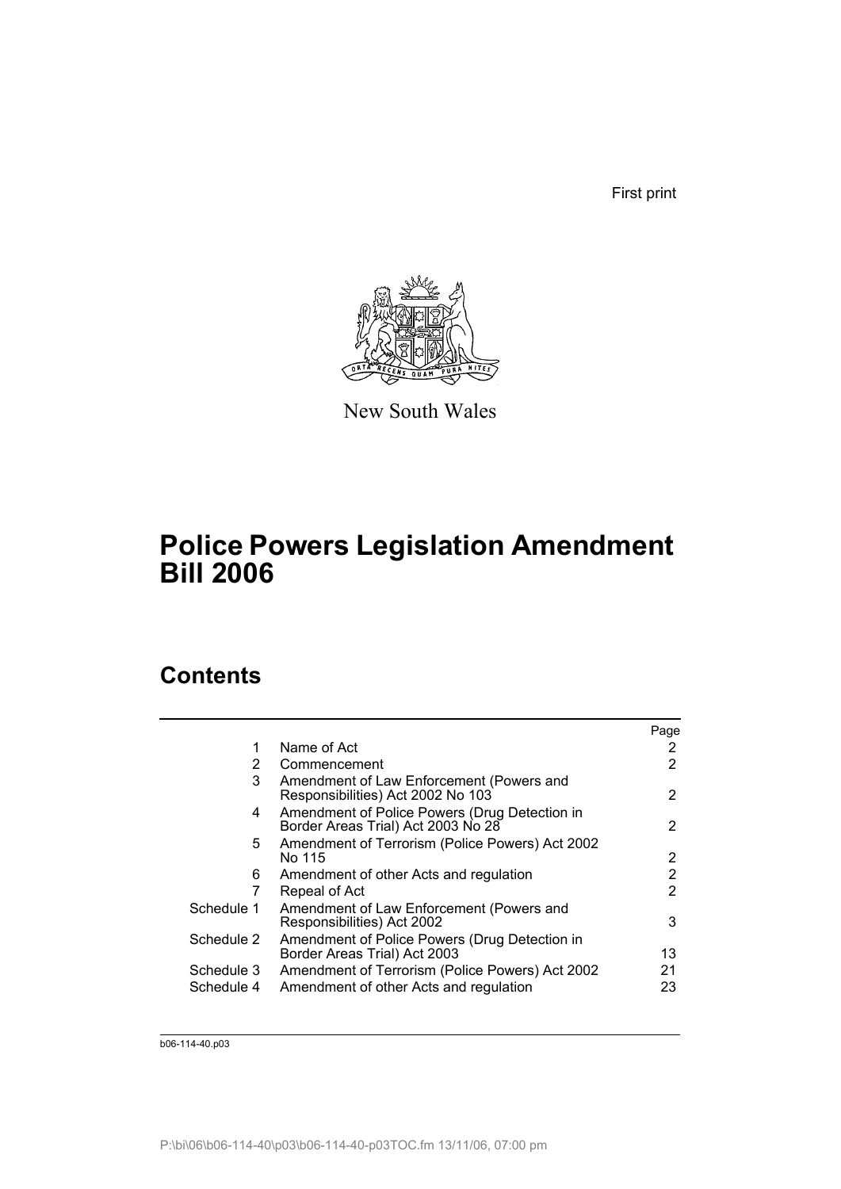First print

New South Wales

# Police Powers Legislation Amendment Bill 2006

## Contents

| | | Page |
|---|---|---|
| 1 | Name of Act | 2 |
| 2 | Commencement | 2 |
| 3 | Amendment of Law Enforcement (Powers and Responsibilities) Act 2002 No 103 | 2 |
| 4 | Amendment of Police Powers (Drug Detection in Border Areas Trial) Act 2003 No 28 | 2 |
| 5 | Amendment of Terrorism (Police Powers) Act 2002 No 115 | 2 |
| 6 | Amendment of other Acts and regulation | 2 |
| 7 | Repeal of Act | 2 |
| Schedule 1 | Amendment of Law Enforcement (Powers and Responsibilities) Act 2002 | 3 |
| Schedule 2 | Amendment of Police Powers (Drug Detection in Border Areas Trial) Act 2003 | 13 |
| Schedule 3 | Amendment of Terrorism (Police Powers) Act 2002 | 21 |
| Schedule 4 | Amendment of other Acts and regulation | 23 |

b06-114-40.p03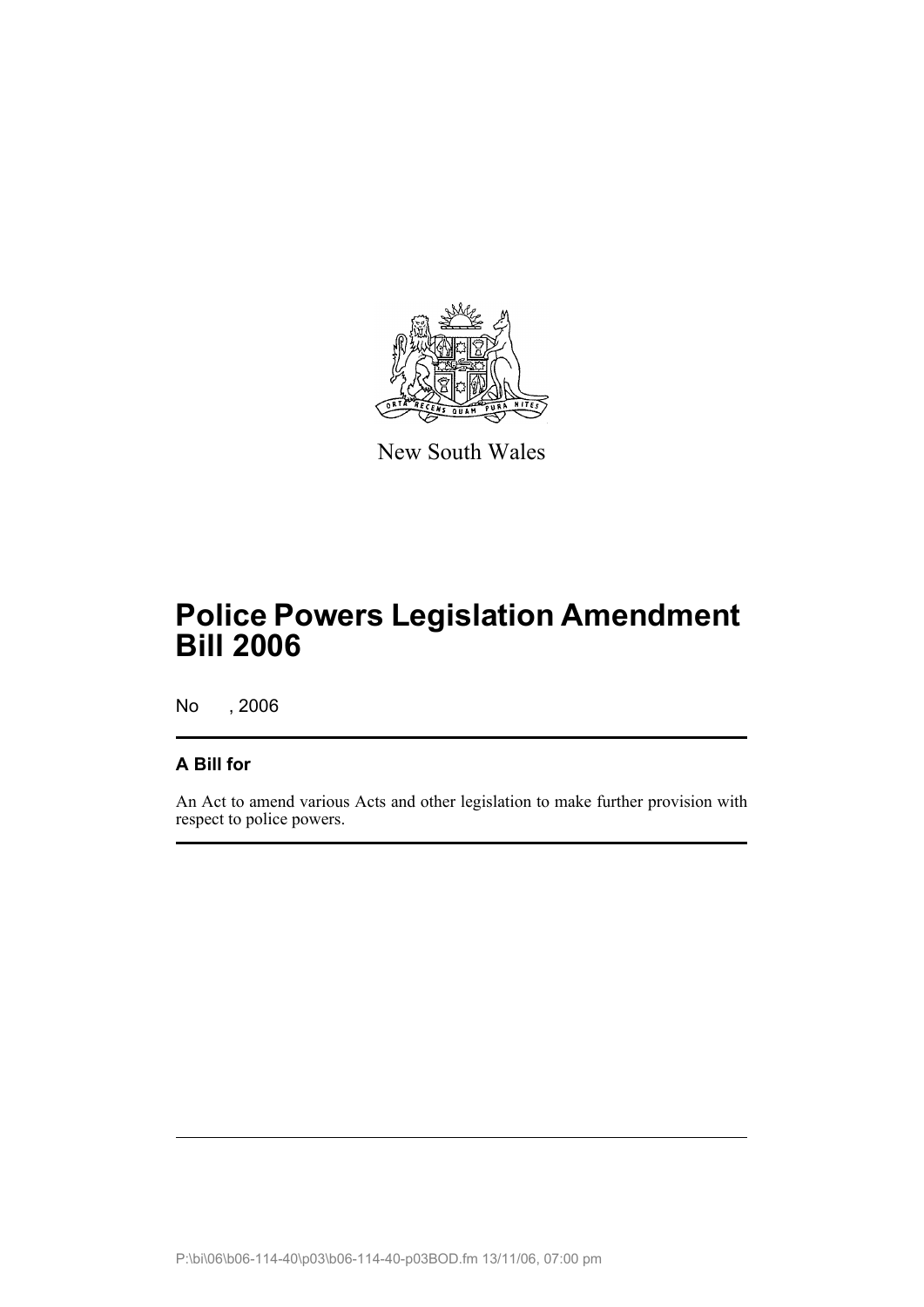New South Wales

# Police Powers Legislation Amendment Bill 2006

No , 2006

## A Bill for

An Act to amend various Acts and other legislation to make further provision with respect to police powers.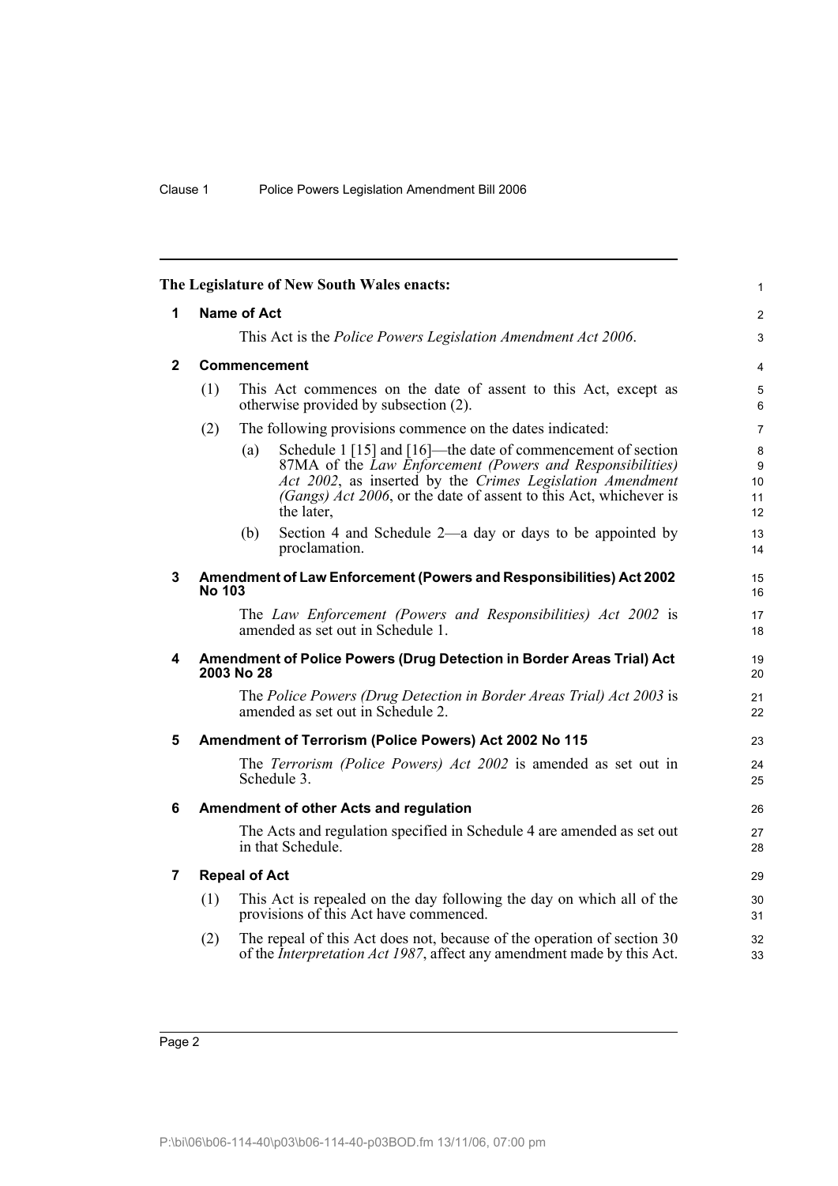The Legislature of New South Wales enacts:

## 1 Name of Act

This Act is the *Police Powers Legislation Amendment Act 2006*.

## 2 Commencement

(1) This Act commences on the date of assent to this Act, except as otherwise provided by subsection (2).

(2) The following provisions commence on the dates indicated:

(a) Schedule 1 [15] and [16]—the date of commencement of section 87MA of the *Law Enforcement (Powers and Responsibilities) Act 2002*, as inserted by the *Crimes Legislation Amendment (Gangs) Act 2006*, or the date of assent to this Act, whichever is the later,

(b) Section 4 and Schedule 2—a day or days to be appointed by proclamation.

## 3 Amendment of Law Enforcement (Powers and Responsibilities) Act 2002 No 103

The *Law Enforcement (Powers and Responsibilities) Act 2002* is amended as set out in Schedule 1.

## 4 Amendment of Police Powers (Drug Detection in Border Areas Trial) Act 2003 No 28

The *Police Powers (Drug Detection in Border Areas Trial) Act 2003* is amended as set out in Schedule 2.

## 5 Amendment of Terrorism (Police Powers) Act 2002 No 115

The *Terrorism (Police Powers) Act 2002* is amended as set out in Schedule 3.

## 6 Amendment of other Acts and regulation

The Acts and regulation specified in Schedule 4 are amended as set out in that Schedule.

## 7 Repeal of Act

(1) This Act is repealed on the day following the day on which all of the provisions of this Act have commenced.

(2) The repeal of this Act does not, because of the operation of section 30 of the *Interpretation Act 1987*, affect any amendment made by this Act.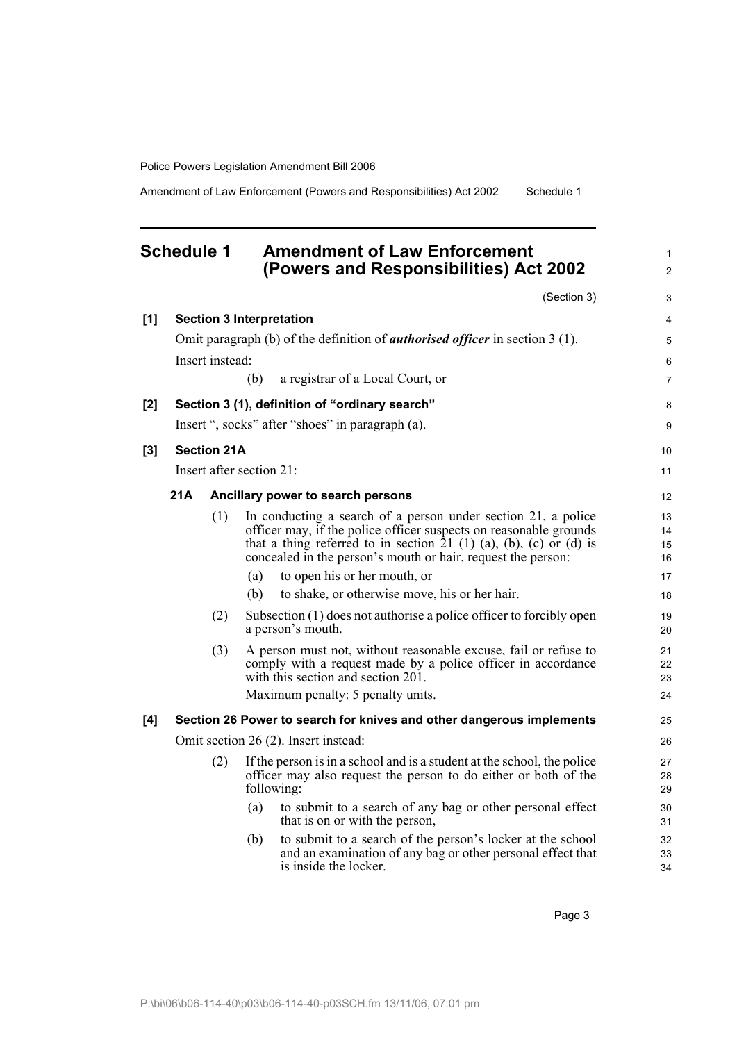## Schedule 1 Amendment of Law Enforcement (Powers and Responsibilities) Act 2002

(Section 3)

**[1] Section 3 Interpretation**

Omit paragraph (b) of the definition of ***authorised officer*** in section 3 (1).

Insert instead:

(b) a registrar of a Local Court, or

**[2] Section 3 (1), definition of "ordinary search"**

Insert ", socks" after "shoes" in paragraph (a).

**[3] Section 21A**

Insert after section 21:

**21A Ancillary power to search persons**

(1) In conducting a search of a person under section 21, a police officer may, if the police officer suspects on reasonable grounds that a thing referred to in section 21 (1) (a), (b), (c) or (d) is concealed in the person's mouth or hair, request the person:

(a) to open his or her mouth, or

(b) to shake, or otherwise move, his or her hair.

(2) Subsection (1) does not authorise a police officer to forcibly open a person's mouth.

(3) A person must not, without reasonable excuse, fail or refuse to comply with a request made by a police officer in accordance with this section and section 201.

Maximum penalty: 5 penalty units.

**[4] Section 26 Power to search for knives and other dangerous implements**

Omit section 26 (2). Insert instead:

(2) If the person is in a school and is a student at the school, the police officer may also request the person to do either or both of the following:

(a) to submit to a search of any bag or other personal effect that is on or with the person,

(b) to submit to a search of the person's locker at the school and an examination of any bag or other personal effect that is inside the locker.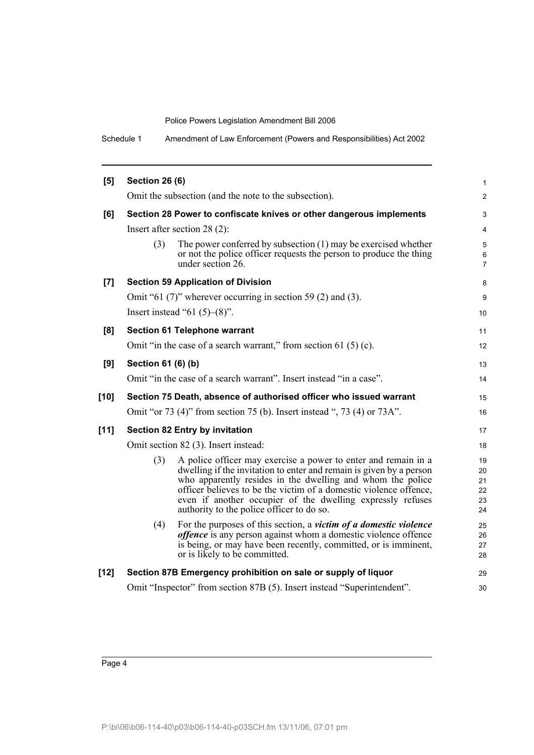**[5] Section 26 (6)**

Omit the subsection (and the note to the subsection).

**[6] Section 28 Power to confiscate knives or other dangerous implements**

Insert after section 28 (2):

(3) The power conferred by subsection (1) may be exercised whether or not the police officer requests the person to produce the thing under section 26.

**[7] Section 59 Application of Division**

Omit "61 (7)" wherever occurring in section 59 (2) and (3).

Insert instead "61 (5)–(8)".

**[8] Section 61 Telephone warrant**

Omit "in the case of a search warrant," from section 61 (5) (c).

**[9] Section 61 (6) (b)**

Omit "in the case of a search warrant". Insert instead "in a case".

**[10] Section 75 Death, absence of authorised officer who issued warrant**

Omit "or 73 (4)" from section 75 (b). Insert instead ", 73 (4) or 73A".

**[11] Section 82 Entry by invitation**

Omit section 82 (3). Insert instead:

(3) A police officer may exercise a power to enter and remain in a dwelling if the invitation to enter and remain is given by a person who apparently resides in the dwelling and whom the police officer believes to be the victim of a domestic violence offence, even if another occupier of the dwelling expressly refuses authority to the police officer to do so.

(4) For the purposes of this section, a ***victim of a domestic violence offence*** is any person against whom a domestic violence offence is being, or may have been recently, committed, or is imminent, or is likely to be committed.

**[12] Section 87B Emergency prohibition on sale or supply of liquor**

Omit "Inspector" from section 87B (5). Insert instead "Superintendent".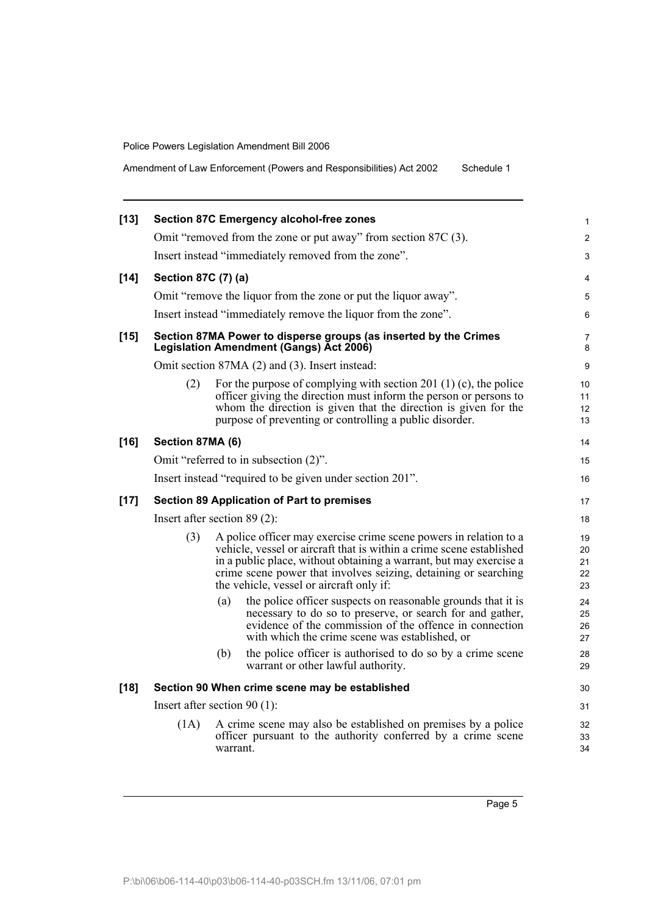**[13] Section 87C Emergency alcohol-free zones**

Omit "removed from the zone or put away" from section 87C (3).

Insert instead "immediately removed from the zone".

**[14] Section 87C (7) (a)**

Omit "remove the liquor from the zone or put the liquor away".

Insert instead "immediately remove the liquor from the zone".

**[15] Section 87MA Power to disperse groups (as inserted by the Crimes Legislation Amendment (Gangs) Act 2006)**

Omit section 87MA (2) and (3). Insert instead:

(2) For the purpose of complying with section 201 (1) (c), the police officer giving the direction must inform the person or persons to whom the direction is given that the direction is given for the purpose of preventing or controlling a public disorder.

**[16] Section 87MA (6)**

Omit "referred to in subsection (2)".

Insert instead "required to be given under section 201".

**[17] Section 89 Application of Part to premises**

Insert after section 89 (2):

(3) A police officer may exercise crime scene powers in relation to a vehicle, vessel or aircraft that is within a crime scene established in a public place, without obtaining a warrant, but may exercise a crime scene power that involves seizing, detaining or searching the vehicle, vessel or aircraft only if:

(a) the police officer suspects on reasonable grounds that it is necessary to do so to preserve, or search for and gather, evidence of the commission of the offence in connection with which the crime scene was established, or

(b) the police officer is authorised to do so by a crime scene warrant or other lawful authority.

**[18] Section 90 When crime scene may be established**

Insert after section 90 (1):

(1A) A crime scene may also be established on premises by a police officer pursuant to the authority conferred by a crime scene warrant.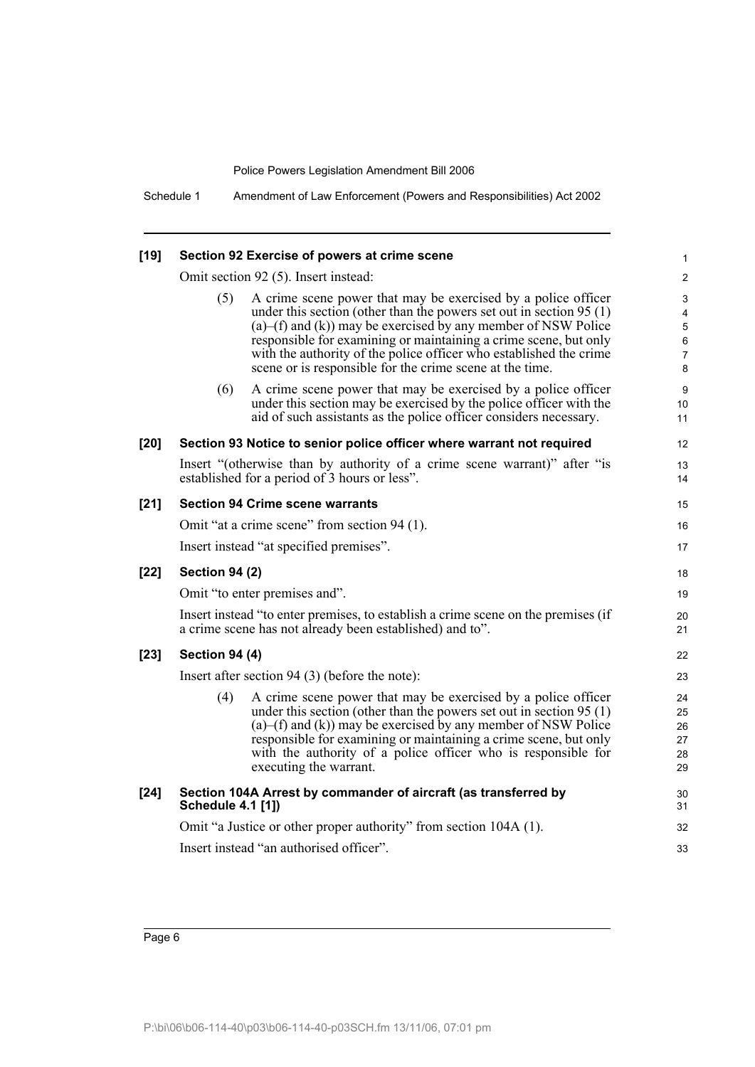**[19] Section 92 Exercise of powers at crime scene**

Omit section 92 (5). Insert instead:

(5) A crime scene power that may be exercised by a police officer under this section (other than the powers set out in section 95 (1) (a)–(f) and (k)) may be exercised by any member of NSW Police responsible for examining or maintaining a crime scene, but only with the authority of the police officer who established the crime scene or is responsible for the crime scene at the time.

(6) A crime scene power that may be exercised by a police officer under this section may be exercised by the police officer with the aid of such assistants as the police officer considers necessary.

**[20] Section 93 Notice to senior police officer where warrant not required**

Insert "(otherwise than by authority of a crime scene warrant)" after "is established for a period of 3 hours or less".

**[21] Section 94 Crime scene warrants**

Omit "at a crime scene" from section 94 (1).

Insert instead "at specified premises".

**[22] Section 94 (2)**

Omit "to enter premises and".

Insert instead "to enter premises, to establish a crime scene on the premises (if a crime scene has not already been established) and to".

**[23] Section 94 (4)**

Insert after section 94 (3) (before the note):

(4) A crime scene power that may be exercised by a police officer under this section (other than the powers set out in section 95 (1) (a)–(f) and (k)) may be exercised by any member of NSW Police responsible for examining or maintaining a crime scene, but only with the authority of a police officer who is responsible for executing the warrant.

**[24] Section 104A Arrest by commander of aircraft (as transferred by Schedule 4.1 [1])**

Omit "a Justice or other proper authority" from section 104A (1).

Insert instead "an authorised officer".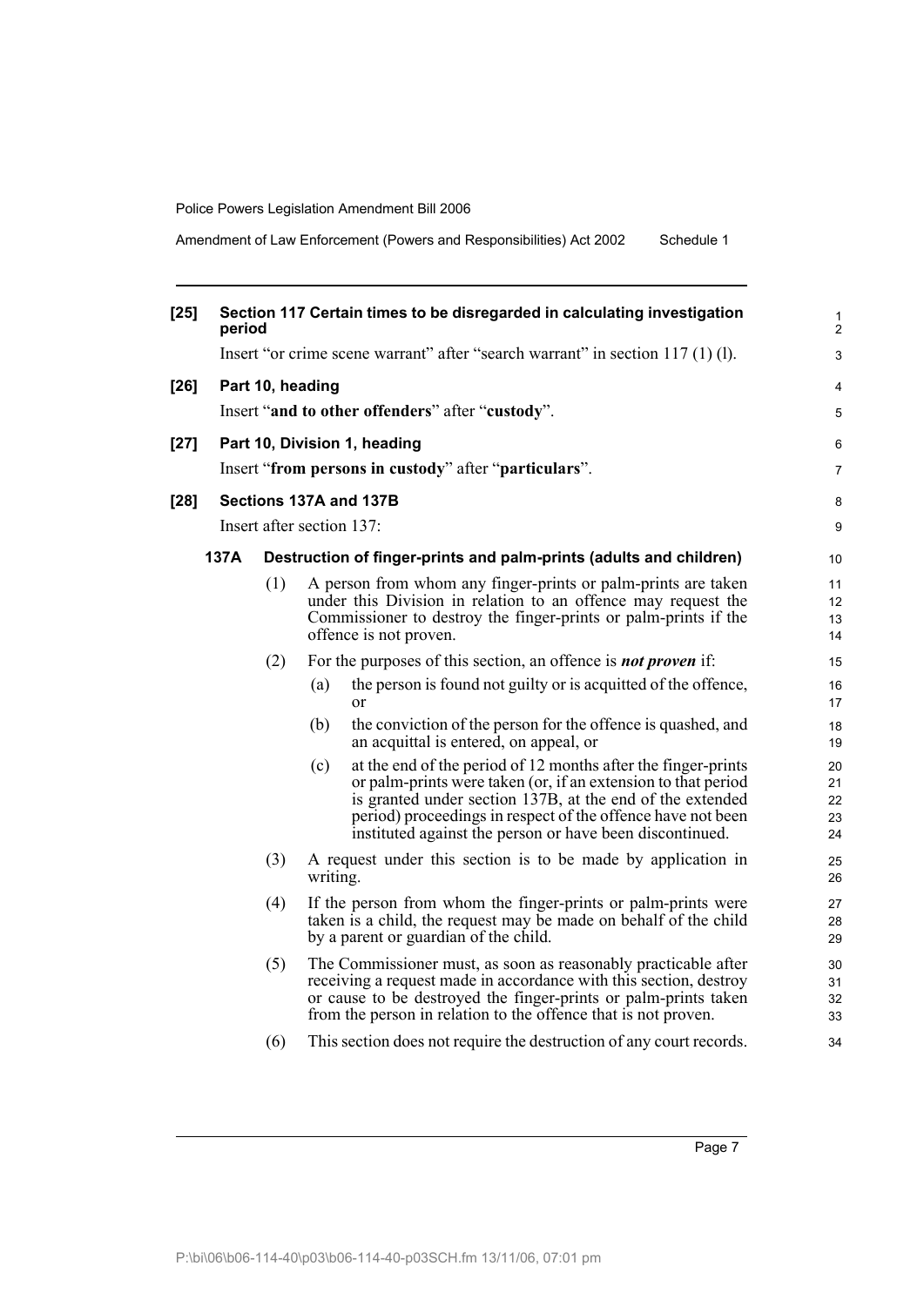**[25] Section 117 Certain times to be disregarded in calculating investigation period**

Insert "or crime scene warrant" after "search warrant" in section 117 (1) (l).

**[26] Part 10, heading**

Insert "**and to other offenders**" after "**custody**".

**[27] Part 10, Division 1, heading**

Insert "**from persons in custody**" after "**particulars**".

**[28] Sections 137A and 137B**

Insert after section 137:

**137A Destruction of finger-prints and palm-prints (adults and children)**

(1) A person from whom any finger-prints or palm-prints are taken under this Division in relation to an offence may request the Commissioner to destroy the finger-prints or palm-prints if the offence is not proven.

(2) For the purposes of this section, an offence is ***not proven*** if:

(a) the person is found not guilty or is acquitted of the offence, or

(b) the conviction of the person for the offence is quashed, and an acquittal is entered, on appeal, or

(c) at the end of the period of 12 months after the finger-prints or palm-prints were taken (or, if an extension to that period is granted under section 137B, at the end of the extended period) proceedings in respect of the offence have not been instituted against the person or have been discontinued.

(3) A request under this section is to be made by application in writing.

(4) If the person from whom the finger-prints or palm-prints were taken is a child, the request may be made on behalf of the child by a parent or guardian of the child.

(5) The Commissioner must, as soon as reasonably practicable after receiving a request made in accordance with this section, destroy or cause to be destroyed the finger-prints or palm-prints taken from the person in relation to the offence that is not proven.

(6) This section does not require the destruction of any court records.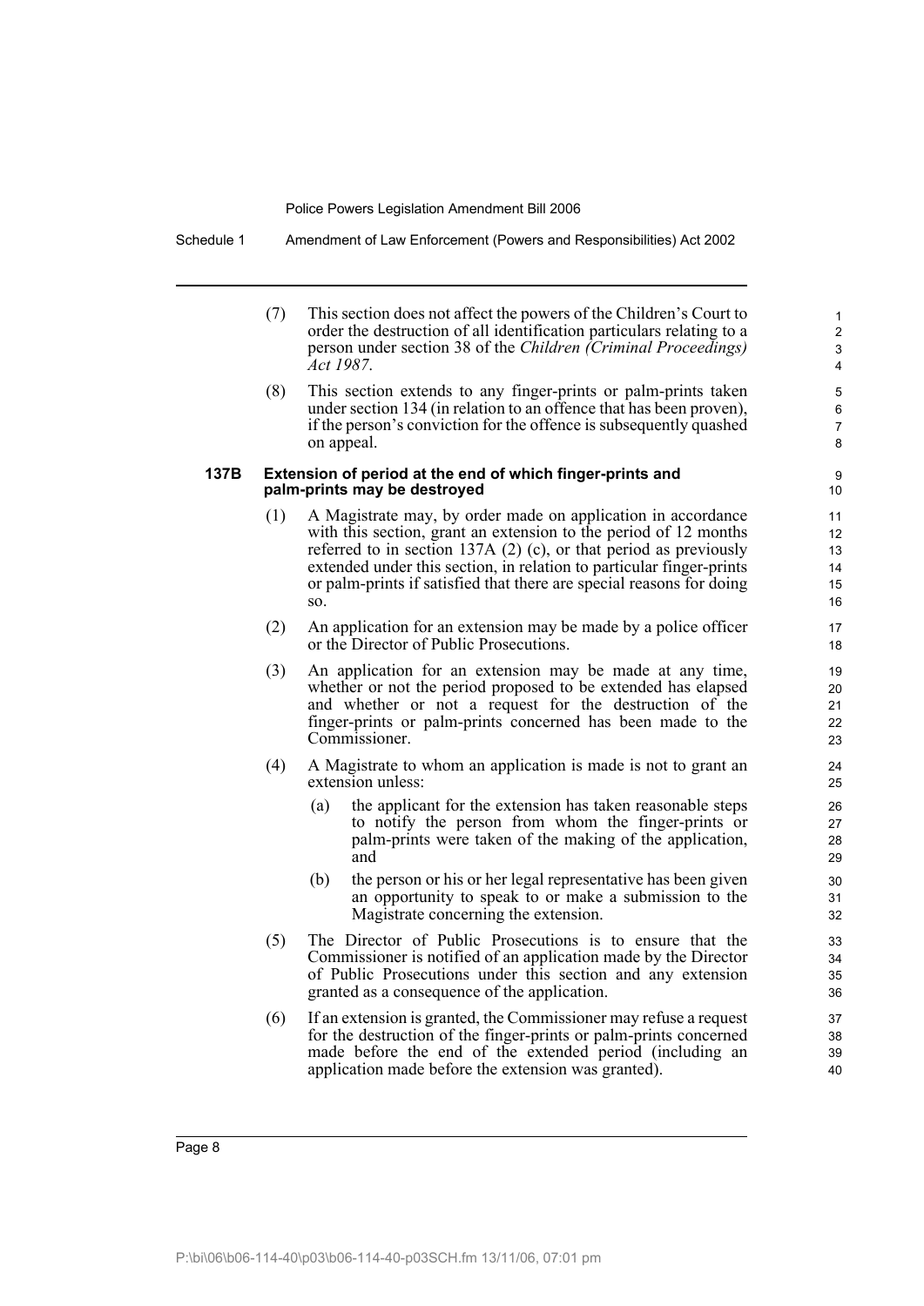(7) This section does not affect the powers of the Children's Court to order the destruction of all identification particulars relating to a person under section 38 of the *Children (Criminal Proceedings) Act 1987*.

(8) This section extends to any finger-prints or palm-prints taken under section 134 (in relation to an offence that has been proven), if the person's conviction for the offence is subsequently quashed on appeal.

**137B Extension of period at the end of which finger-prints and palm-prints may be destroyed**

(1) A Magistrate may, by order made on application in accordance with this section, grant an extension to the period of 12 months referred to in section 137A (2) (c), or that period as previously extended under this section, in relation to particular finger-prints or palm-prints if satisfied that there are special reasons for doing so.

(2) An application for an extension may be made by a police officer or the Director of Public Prosecutions.

(3) An application for an extension may be made at any time, whether or not the period proposed to be extended has elapsed and whether or not a request for the destruction of the finger-prints or palm-prints concerned has been made to the Commissioner.

(4) A Magistrate to whom an application is made is not to grant an extension unless:

(a) the applicant for the extension has taken reasonable steps to notify the person from whom the finger-prints or palm-prints were taken of the making of the application, and

(b) the person or his or her legal representative has been given an opportunity to speak to or make a submission to the Magistrate concerning the extension.

(5) The Director of Public Prosecutions is to ensure that the Commissioner is notified of an application made by the Director of Public Prosecutions under this section and any extension granted as a consequence of the application.

(6) If an extension is granted, the Commissioner may refuse a request for the destruction of the finger-prints or palm-prints concerned made before the end of the extended period (including an application made before the extension was granted).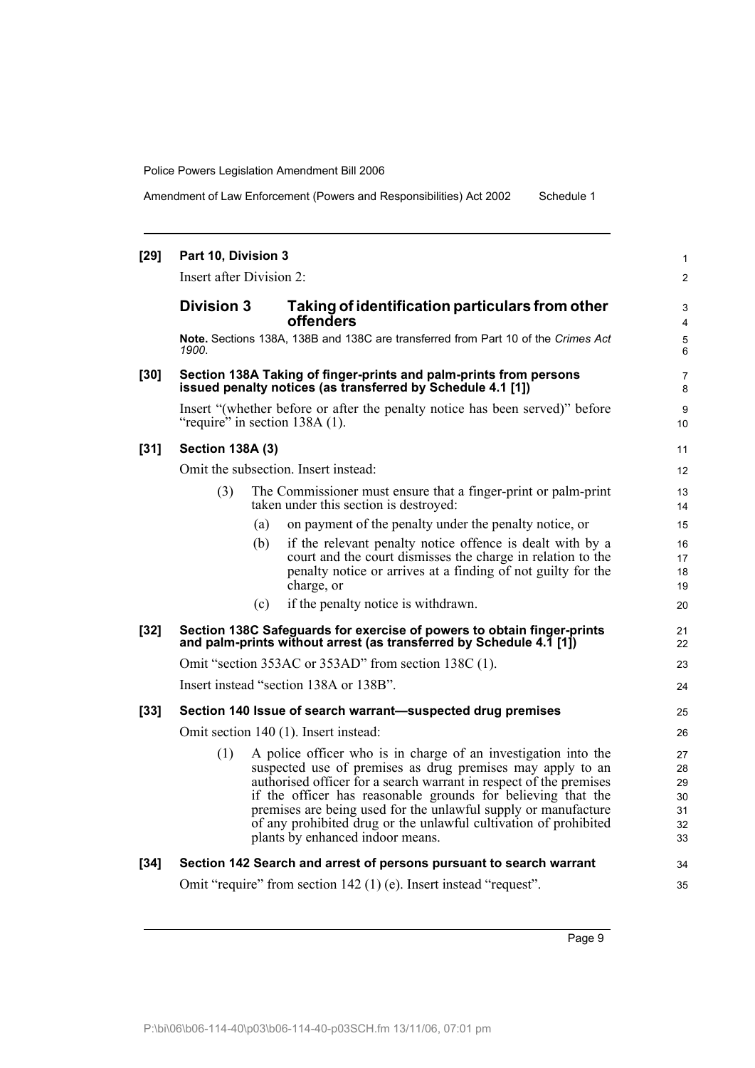**[29] Part 10, Division 3**

Insert after Division 2:

## Division 3 Taking of identification particulars from other offenders

**Note.** Sections 138A, 138B and 138C are transferred from Part 10 of the *Crimes Act 1900*.

**[30] Section 138A Taking of finger-prints and palm-prints from persons issued penalty notices (as transferred by Schedule 4.1 [1])**

Insert "(whether before or after the penalty notice has been served)" before "require" in section 138A (1).

**[31] Section 138A (3)**

Omit the subsection. Insert instead:

(3) The Commissioner must ensure that a finger-print or palm-print taken under this section is destroyed:

- (a) on payment of the penalty under the penalty notice, or
- (b) if the relevant penalty notice offence is dealt with by a court and the court dismisses the charge in relation to the penalty notice or arrives at a finding of not guilty for the charge, or
- (c) if the penalty notice is withdrawn.

**[32] Section 138C Safeguards for exercise of powers to obtain finger-prints and palm-prints without arrest (as transferred by Schedule 4.1 [1])**

Omit "section 353AC or 353AD" from section 138C (1).

Insert instead "section 138A or 138B".

**[33] Section 140 Issue of search warrant—suspected drug premises**

Omit section 140 (1). Insert instead:

(1) A police officer who is in charge of an investigation into the suspected use of premises as drug premises may apply to an authorised officer for a search warrant in respect of the premises if the officer has reasonable grounds for believing that the premises are being used for the unlawful supply or manufacture of any prohibited drug or the unlawful cultivation of prohibited plants by enhanced indoor means.

**[34] Section 142 Search and arrest of persons pursuant to search warrant**

Omit "require" from section 142 (1) (e). Insert instead "request".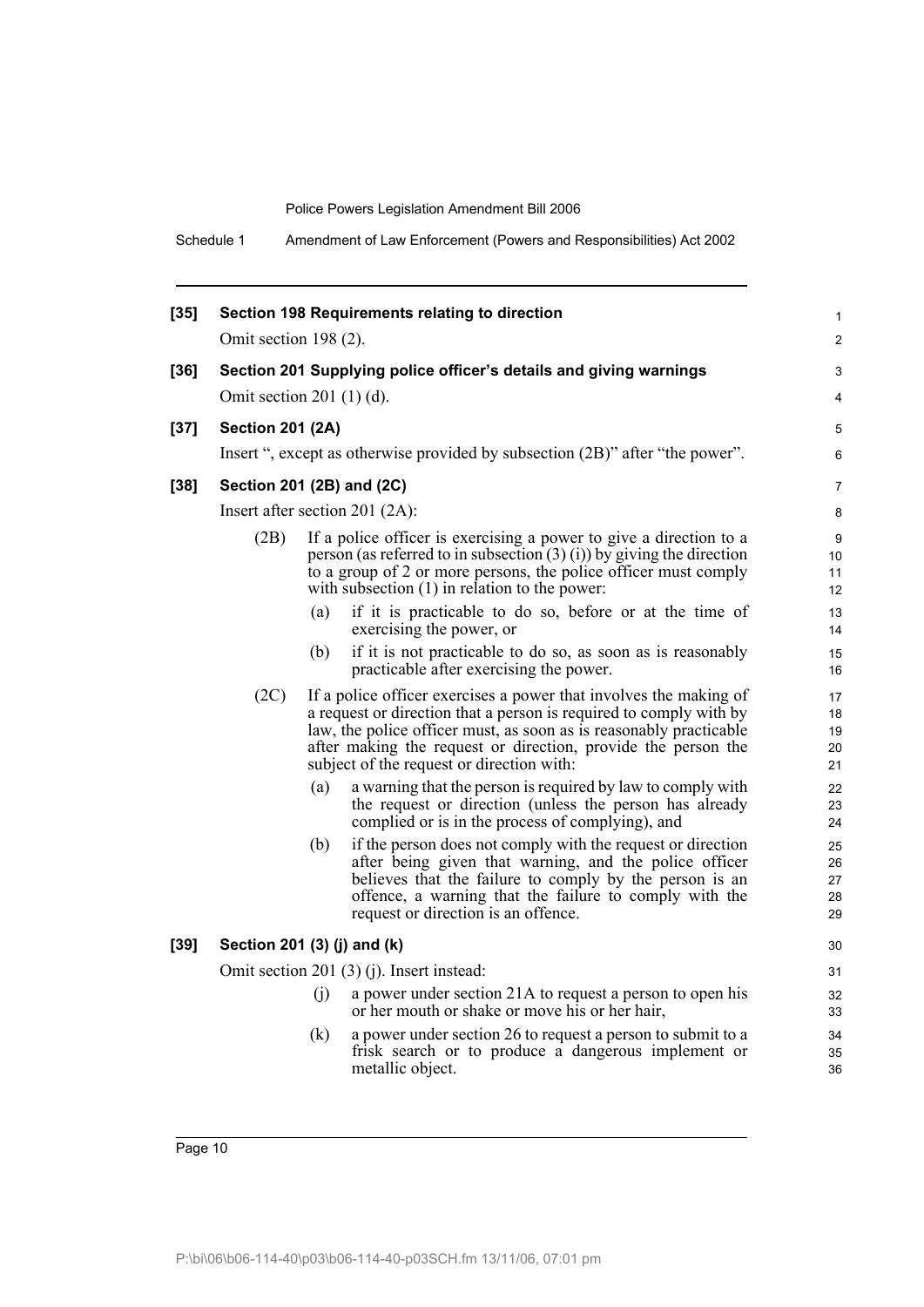**[35] Section 198 Requirements relating to direction**

Omit section 198 (2).

**[36] Section 201 Supplying police officer's details and giving warnings**

Omit section 201 (1) (d).

**[37] Section 201 (2A)**

Insert ", except as otherwise provided by subsection (2B)" after "the power".

**[38] Section 201 (2B) and (2C)**

Insert after section 201 (2A):

(2B) If a police officer is exercising a power to give a direction to a person (as referred to in subsection (3) (i)) by giving the direction to a group of 2 or more persons, the police officer must comply with subsection (1) in relation to the power:

(a) if it is practicable to do so, before or at the time of exercising the power, or

(b) if it is not practicable to do so, as soon as is reasonably practicable after exercising the power.

(2C) If a police officer exercises a power that involves the making of a request or direction that a person is required to comply with by law, the police officer must, as soon as is reasonably practicable after making the request or direction, provide the person the subject of the request or direction with:

(a) a warning that the person is required by law to comply with the request or direction (unless the person has already complied or is in the process of complying), and

(b) if the person does not comply with the request or direction after being given that warning, and the police officer believes that the failure to comply by the person is an offence, a warning that the failure to comply with the request or direction is an offence.

**[39] Section 201 (3) (j) and (k)**

Omit section 201 (3) (j). Insert instead:

(j) a power under section 21A to request a person to open his or her mouth or shake or move his or her hair,

(k) a power under section 26 to request a person to submit to a frisk search or to produce a dangerous implement or metallic object.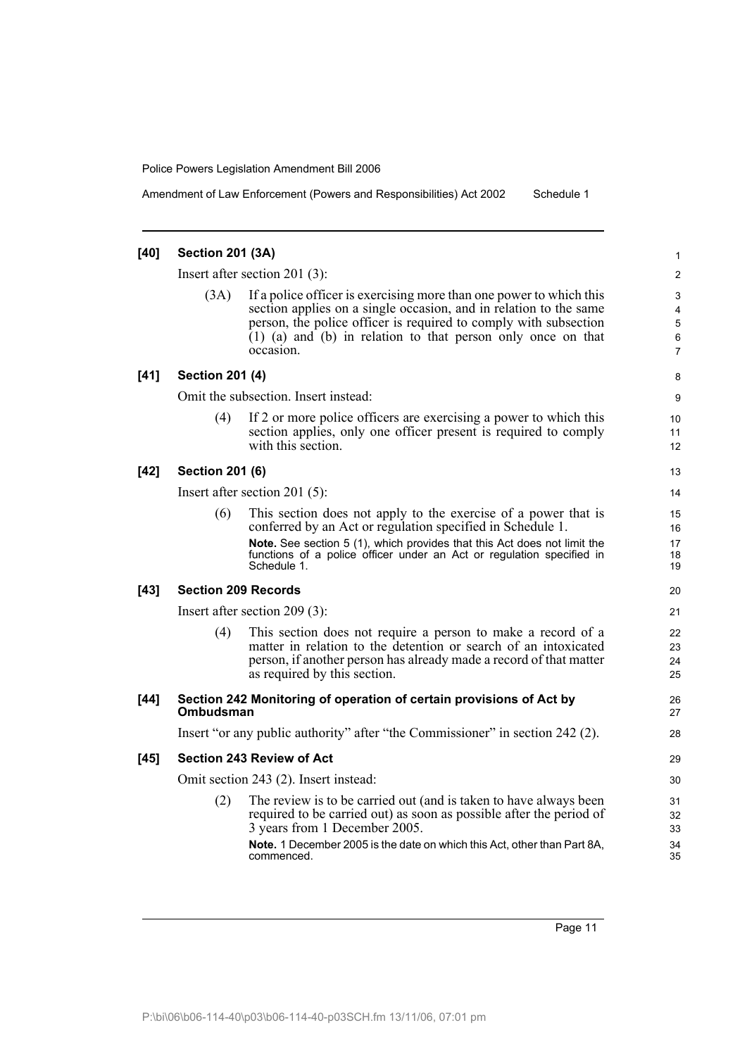**[40] Section 201 (3A)**

Insert after section 201 (3):

(3A) If a police officer is exercising more than one power to which this section applies on a single occasion, and in relation to the same person, the police officer is required to comply with subsection (1) (a) and (b) in relation to that person only once on that occasion.

**[41] Section 201 (4)**

Omit the subsection. Insert instead:

(4) If 2 or more police officers are exercising a power to which this section applies, only one officer present is required to comply with this section.

**[42] Section 201 (6)**

Insert after section 201 (5):

(6) This section does not apply to the exercise of a power that is conferred by an Act or regulation specified in Schedule 1.

**Note.** See section 5 (1), which provides that this Act does not limit the functions of a police officer under an Act or regulation specified in Schedule 1.

**[43] Section 209 Records**

Insert after section 209 (3):

(4) This section does not require a person to make a record of a matter in relation to the detention or search of an intoxicated person, if another person has already made a record of that matter as required by this section.

**[44] Section 242 Monitoring of operation of certain provisions of Act by Ombudsman**

Insert "or any public authority" after "the Commissioner" in section 242 (2).

**[45] Section 243 Review of Act**

Omit section 243 (2). Insert instead:

(2) The review is to be carried out (and is taken to have always been required to be carried out) as soon as possible after the period of 3 years from 1 December 2005.

**Note.** 1 December 2005 is the date on which this Act, other than Part 8A, commenced.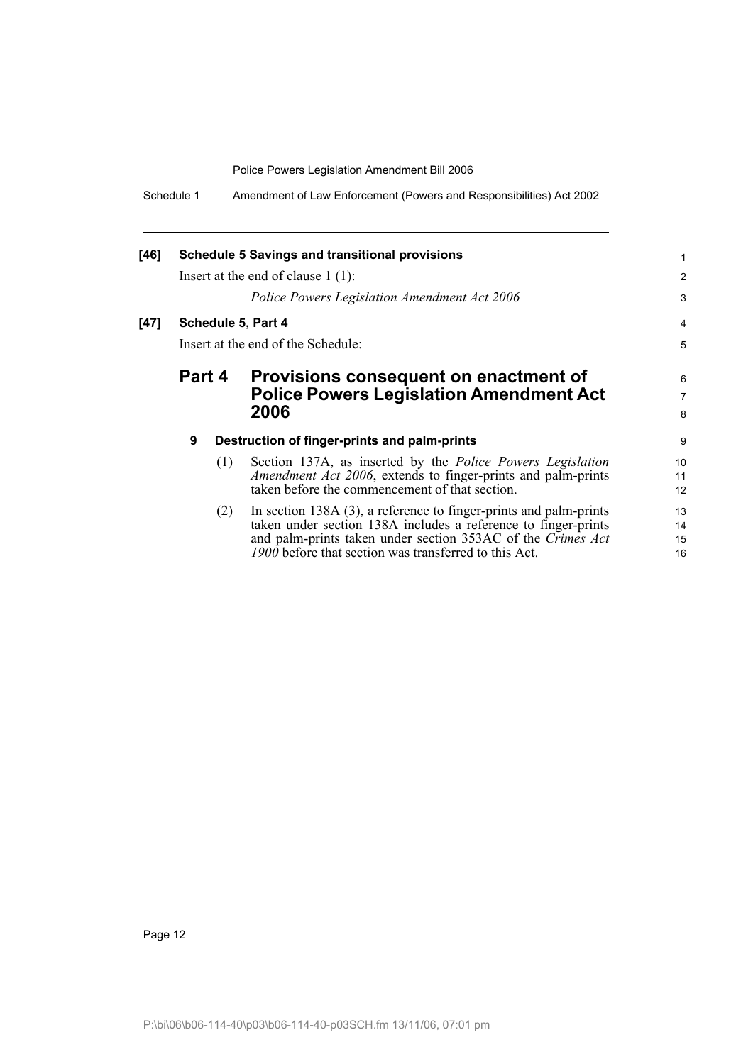**[46] Schedule 5 Savings and transitional provisions**

Insert at the end of clause 1 (1):

*Police Powers Legislation Amendment Act 2006*

**[47] Schedule 5, Part 4**

Insert at the end of the Schedule:

## Part 4 Provisions consequent on enactment of Police Powers Legislation Amendment Act 2006

### 9 Destruction of finger-prints and palm-prints

(1) Section 137A, as inserted by the *Police Powers Legislation Amendment Act 2006*, extends to finger-prints and palm-prints taken before the commencement of that section.

(2) In section 138A (3), a reference to finger-prints and palm-prints taken under section 138A includes a reference to finger-prints and palm-prints taken under section 353AC of the *Crimes Act 1900* before that section was transferred to this Act.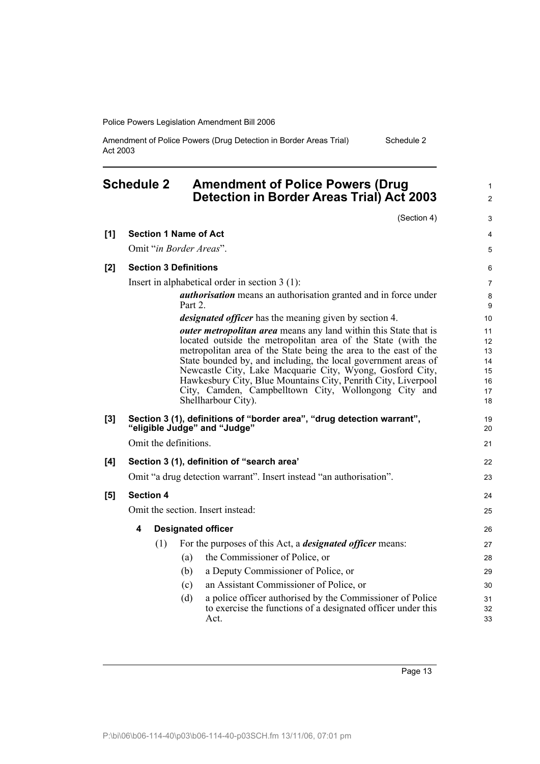## Schedule 2 Amendment of Police Powers (Drug Detection in Border Areas Trial) Act 2003

(Section 4)

**[1] Section 1 Name of Act**

Omit "*in Border Areas*".

**[2] Section 3 Definitions**

Insert in alphabetical order in section 3 (1):

> ***authorisation*** means an authorisation granted and in force under Part 2.
>
> ***designated officer*** has the meaning given by section 4.
>
> ***outer metropolitan area*** means any land within this State that is located outside the metropolitan area of the State (with the metropolitan area of the State being the area to the east of the State bounded by, and including, the local government areas of Newcastle City, Lake Macquarie City, Wyong, Gosford City, Hawkesbury City, Blue Mountains City, Penrith City, Liverpool City, Camden, Campbelltown City, Wollongong City and Shellharbour City).

**[3] Section 3 (1), definitions of "border area", "drug detection warrant", "eligible Judge" and "Judge"**

Omit the definitions.

**[4] Section 3 (1), definition of "search area'**

Omit "a drug detection warrant". Insert instead "an authorisation".

**[5] Section 4**

Omit the section. Insert instead:

> **4 Designated officer**
>
> (1) For the purposes of this Act, a ***designated officer*** means:
>
> (a) the Commissioner of Police, or
>
> (b) a Deputy Commissioner of Police, or
>
> (c) an Assistant Commissioner of Police, or
>
> (d) a police officer authorised by the Commissioner of Police to exercise the functions of a designated officer under this Act.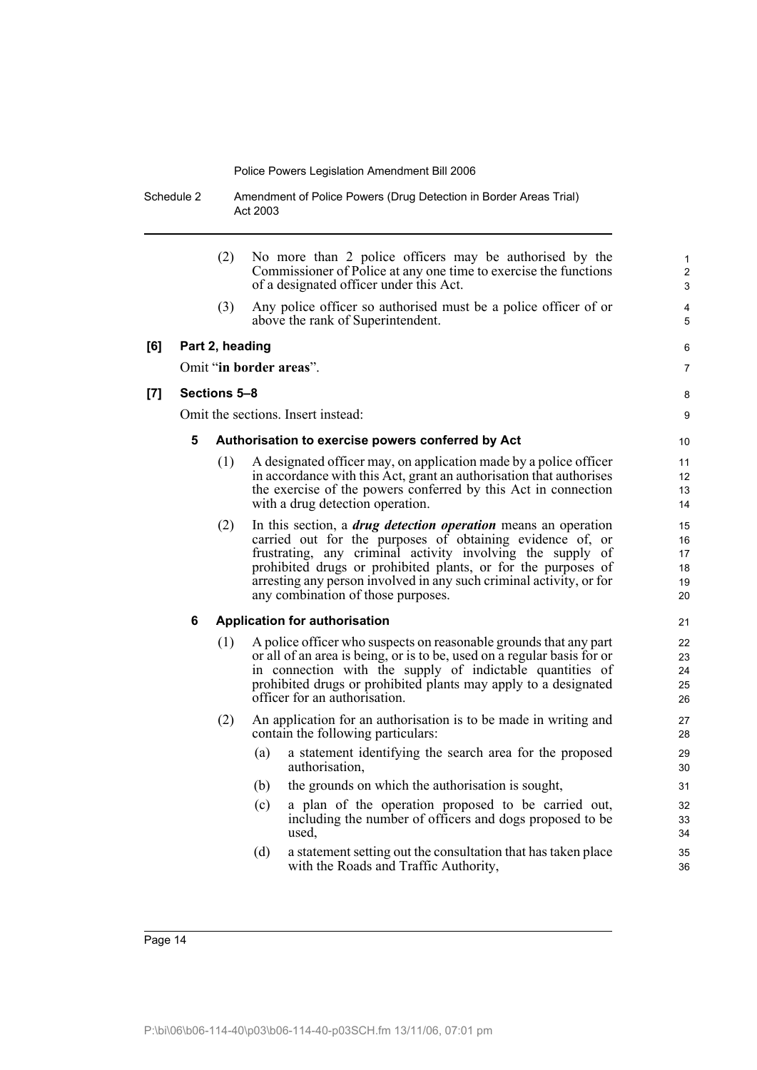(2) No more than 2 police officers may be authorised by the Commissioner of Police at any one time to exercise the functions of a designated officer under this Act.

(3) Any police officer so authorised must be a police officer of or above the rank of Superintendent.

**[6] Part 2, heading**

Omit "**in border areas**".

**[7] Sections 5–8**

Omit the sections. Insert instead:

**5 Authorisation to exercise powers conferred by Act**

(1) A designated officer may, on application made by a police officer in accordance with this Act, grant an authorisation that authorises the exercise of the powers conferred by this Act in connection with a drug detection operation.

(2) In this section, a ***drug detection operation*** means an operation carried out for the purposes of obtaining evidence of, or frustrating, any criminal activity involving the supply of prohibited drugs or prohibited plants, or for the purposes of arresting any person involved in any such criminal activity, or for any combination of those purposes.

**6 Application for authorisation**

(1) A police officer who suspects on reasonable grounds that any part or all of an area is being, or is to be, used on a regular basis for or in connection with the supply of indictable quantities of prohibited drugs or prohibited plants may apply to a designated officer for an authorisation.

(2) An application for an authorisation is to be made in writing and contain the following particulars:

(a) a statement identifying the search area for the proposed authorisation,

(b) the grounds on which the authorisation is sought,

(c) a plan of the operation proposed to be carried out, including the number of officers and dogs proposed to be used,

(d) a statement setting out the consultation that has taken place with the Roads and Traffic Authority,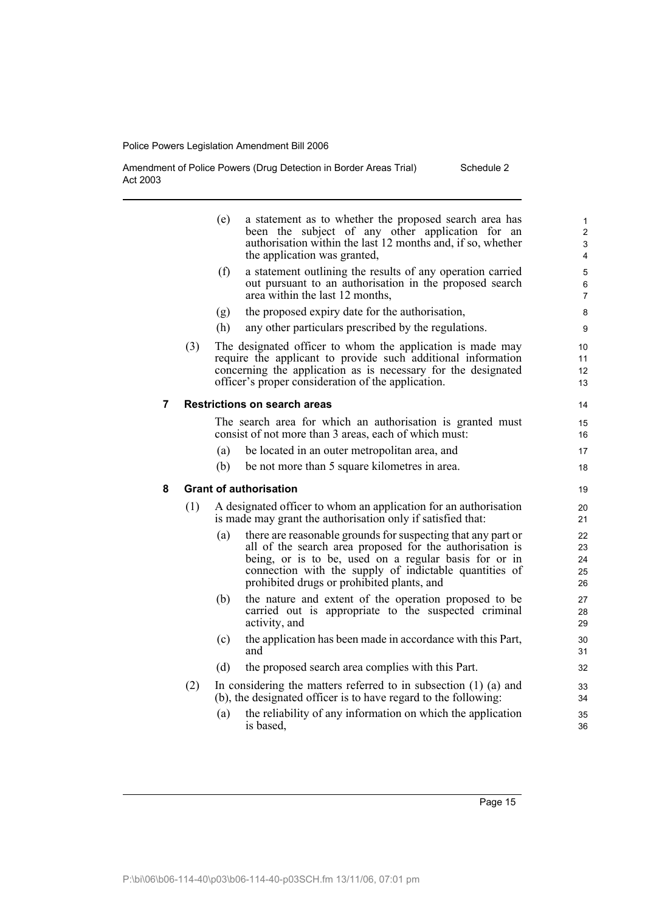(e) a statement as to whether the proposed search area has been the subject of any other application for an authorisation within the last 12 months and, if so, whether the application was granted,

(f) a statement outlining the results of any operation carried out pursuant to an authorisation in the proposed search area within the last 12 months,

(g) the proposed expiry date for the authorisation,

(h) any other particulars prescribed by the regulations.

(3) The designated officer to whom the application is made may require the applicant to provide such additional information concerning the application as is necessary for the designated officer's proper consideration of the application.

### 7 Restrictions on search areas

The search area for which an authorisation is granted must consist of not more than 3 areas, each of which must:

(a) be located in an outer metropolitan area, and

(b) be not more than 5 square kilometres in area.

### 8 Grant of authorisation

(1) A designated officer to whom an application for an authorisation is made may grant the authorisation only if satisfied that:

(a) there are reasonable grounds for suspecting that any part or all of the search area proposed for the authorisation is being, or is to be, used on a regular basis for or in connection with the supply of indictable quantities of prohibited drugs or prohibited plants, and

(b) the nature and extent of the operation proposed to be carried out is appropriate to the suspected criminal activity, and

(c) the application has been made in accordance with this Part, and

(d) the proposed search area complies with this Part.

(2) In considering the matters referred to in subsection (1) (a) and (b), the designated officer is to have regard to the following:

(a) the reliability of any information on which the application is based,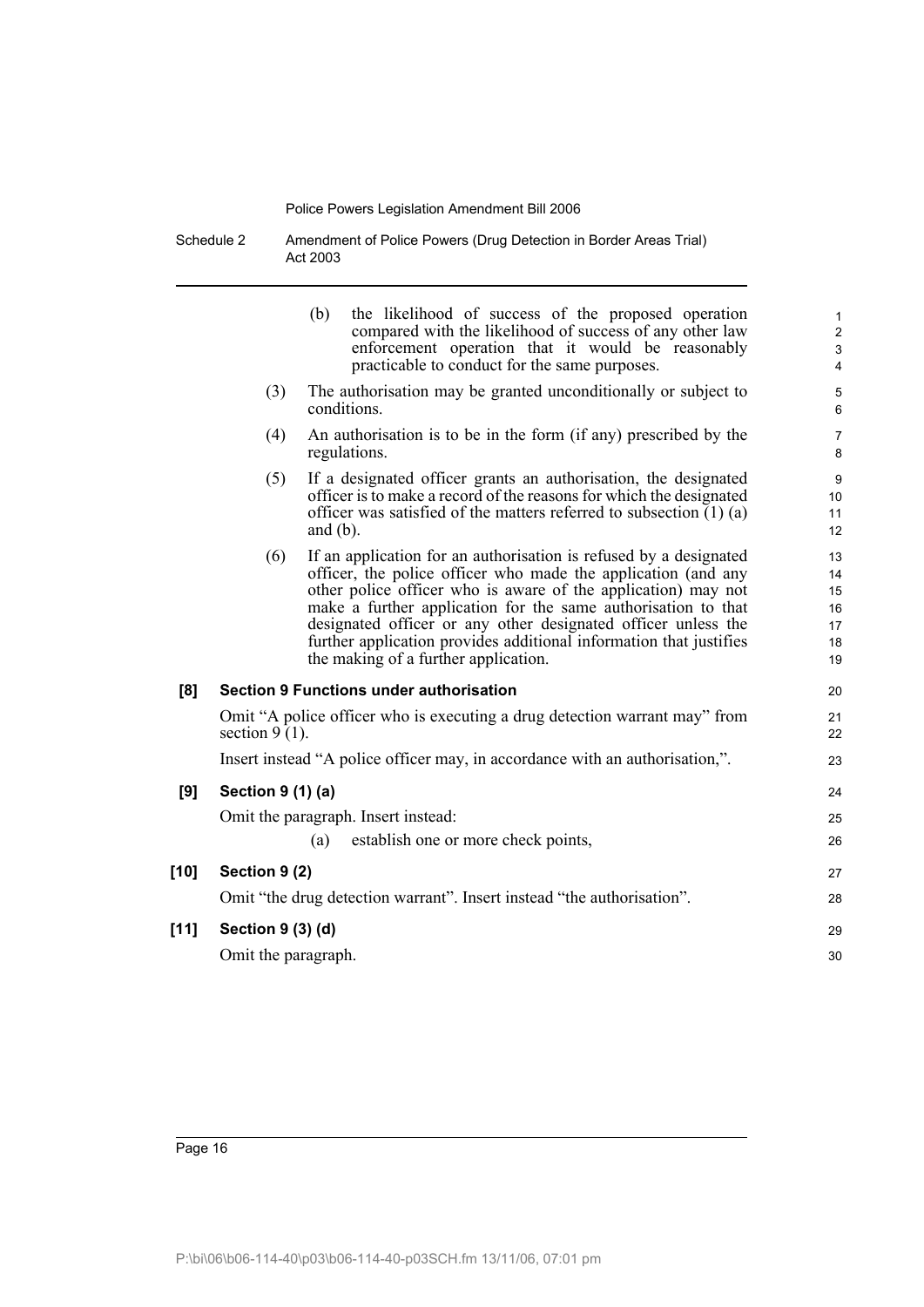(b) the likelihood of success of the proposed operation compared with the likelihood of success of any other law enforcement operation that it would be reasonably practicable to conduct for the same purposes.

(3) The authorisation may be granted unconditionally or subject to conditions.

(4) An authorisation is to be in the form (if any) prescribed by the regulations.

(5) If a designated officer grants an authorisation, the designated officer is to make a record of the reasons for which the designated officer was satisfied of the matters referred to subsection (1) (a) and (b).

(6) If an application for an authorisation is refused by a designated officer, the police officer who made the application (and any other police officer who is aware of the application) may not make a further application for the same authorisation to that designated officer or any other designated officer unless the further application provides additional information that justifies the making of a further application.

**[8] Section 9 Functions under authorisation**

Omit "A police officer who is executing a drug detection warrant may" from section 9 (1).

Insert instead "A police officer may, in accordance with an authorisation,".

**[9] Section 9 (1) (a)**

Omit the paragraph. Insert instead:

(a) establish one or more check points,

**[10] Section 9 (2)**

Omit "the drug detection warrant". Insert instead "the authorisation".

**[11] Section 9 (3) (d)**

Omit the paragraph.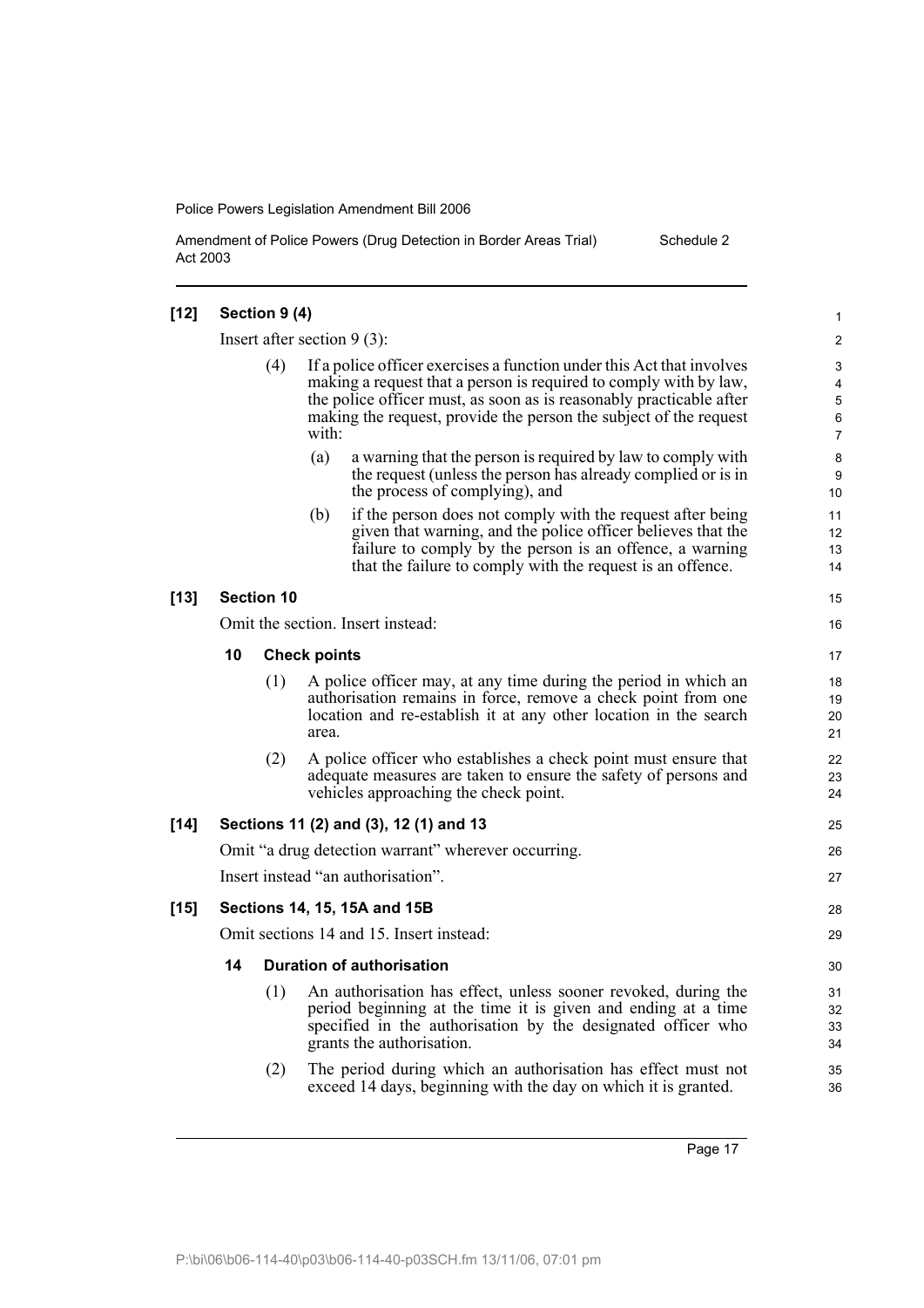**[12] Section 9 (4)**

Insert after section 9 (3):

(4) If a police officer exercises a function under this Act that involves making a request that a person is required to comply with by law, the police officer must, as soon as is reasonably practicable after making the request, provide the person the subject of the request with:

(a) a warning that the person is required by law to comply with the request (unless the person has already complied or is in the process of complying), and

(b) if the person does not comply with the request after being given that warning, and the police officer believes that the failure to comply by the person is an offence, a warning that the failure to comply with the request is an offence.

**[13] Section 10**

Omit the section. Insert instead:

**10 Check points**

(1) A police officer may, at any time during the period in which an authorisation remains in force, remove a check point from one location and re-establish it at any other location in the search area.

(2) A police officer who establishes a check point must ensure that adequate measures are taken to ensure the safety of persons and vehicles approaching the check point.

**[14] Sections 11 (2) and (3), 12 (1) and 13**

Omit "a drug detection warrant" wherever occurring.

Insert instead "an authorisation".

**[15] Sections 14, 15, 15A and 15B**

Omit sections 14 and 15. Insert instead:

**14 Duration of authorisation**

(1) An authorisation has effect, unless sooner revoked, during the period beginning at the time it is given and ending at a time specified in the authorisation by the designated officer who grants the authorisation.

(2) The period during which an authorisation has effect must not exceed 14 days, beginning with the day on which it is granted.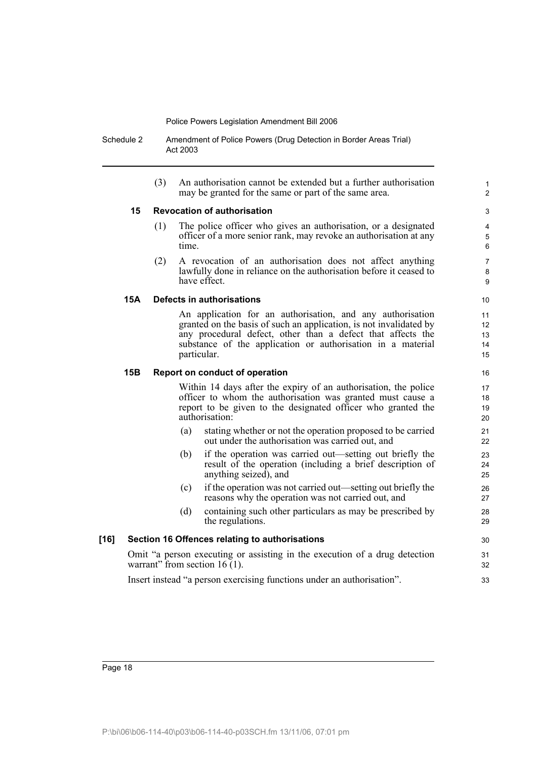(3) An authorisation cannot be extended but a further authorisation may be granted for the same or part of the same area.

**15 Revocation of authorisation**

(1) The police officer who gives an authorisation, or a designated officer of a more senior rank, may revoke an authorisation at any time.

(2) A revocation of an authorisation does not affect anything lawfully done in reliance on the authorisation before it ceased to have effect.

**15A Defects in authorisations**

An application for an authorisation, and any authorisation granted on the basis of such an application, is not invalidated by any procedural defect, other than a defect that affects the substance of the application or authorisation in a material particular.

**15B Report on conduct of operation**

Within 14 days after the expiry of an authorisation, the police officer to whom the authorisation was granted must cause a report to be given to the designated officer who granted the authorisation:

(a) stating whether or not the operation proposed to be carried out under the authorisation was carried out, and

(b) if the operation was carried out—setting out briefly the result of the operation (including a brief description of anything seized), and

(c) if the operation was not carried out—setting out briefly the reasons why the operation was not carried out, and

(d) containing such other particulars as may be prescribed by the regulations.

**[16] Section 16 Offences relating to authorisations**

Omit "a person executing or assisting in the execution of a drug detection warrant" from section 16 (1).

Insert instead "a person exercising functions under an authorisation".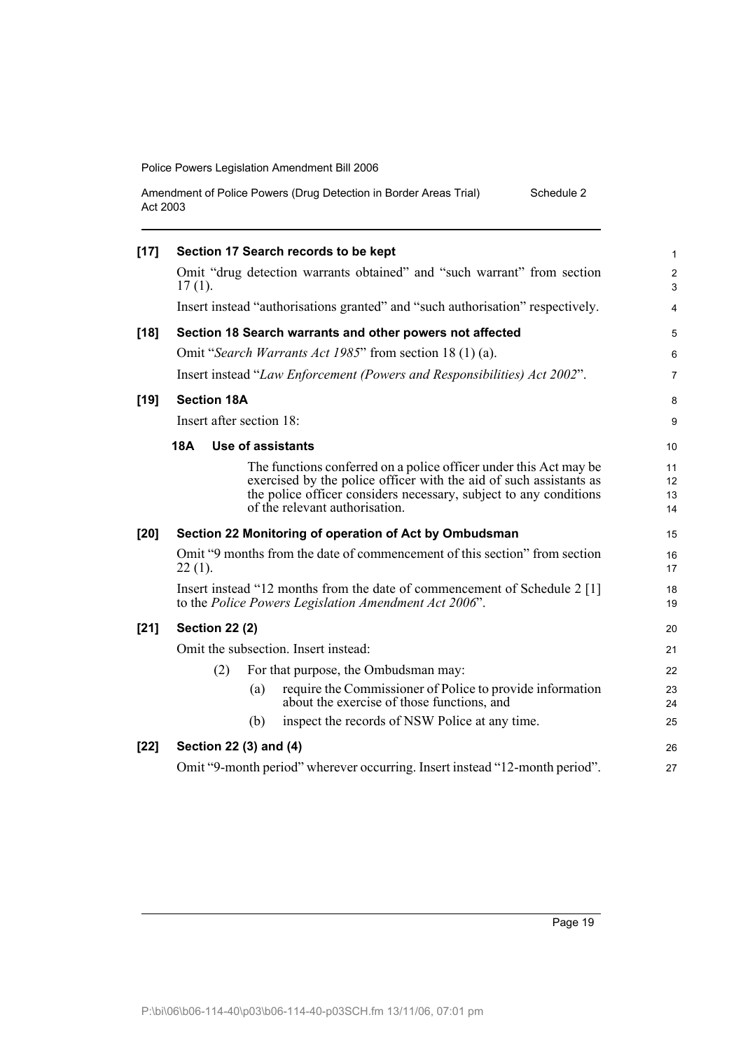**[17] Section 17 Search records to be kept**

Omit "drug detection warrants obtained" and "such warrant" from section 17 (1).

Insert instead "authorisations granted" and "such authorisation" respectively.

**[18] Section 18 Search warrants and other powers not affected**

Omit "*Search Warrants Act 1985*" from section 18 (1) (a).

Insert instead "*Law Enforcement (Powers and Responsibilities) Act 2002*".

**[19] Section 18A**

Insert after section 18:

**18A Use of assistants**

The functions conferred on a police officer under this Act may be exercised by the police officer with the aid of such assistants as the police officer considers necessary, subject to any conditions of the relevant authorisation.

**[20] Section 22 Monitoring of operation of Act by Ombudsman**

Omit "9 months from the date of commencement of this section" from section 22 (1).

Insert instead "12 months from the date of commencement of Schedule 2 [1] to the *Police Powers Legislation Amendment Act 2006*".

**[21] Section 22 (2)**

Omit the subsection. Insert instead:

(2) For that purpose, the Ombudsman may:

(a) require the Commissioner of Police to provide information about the exercise of those functions, and

(b) inspect the records of NSW Police at any time.

**[22] Section 22 (3) and (4)**

Omit "9-month period" wherever occurring. Insert instead "12-month period".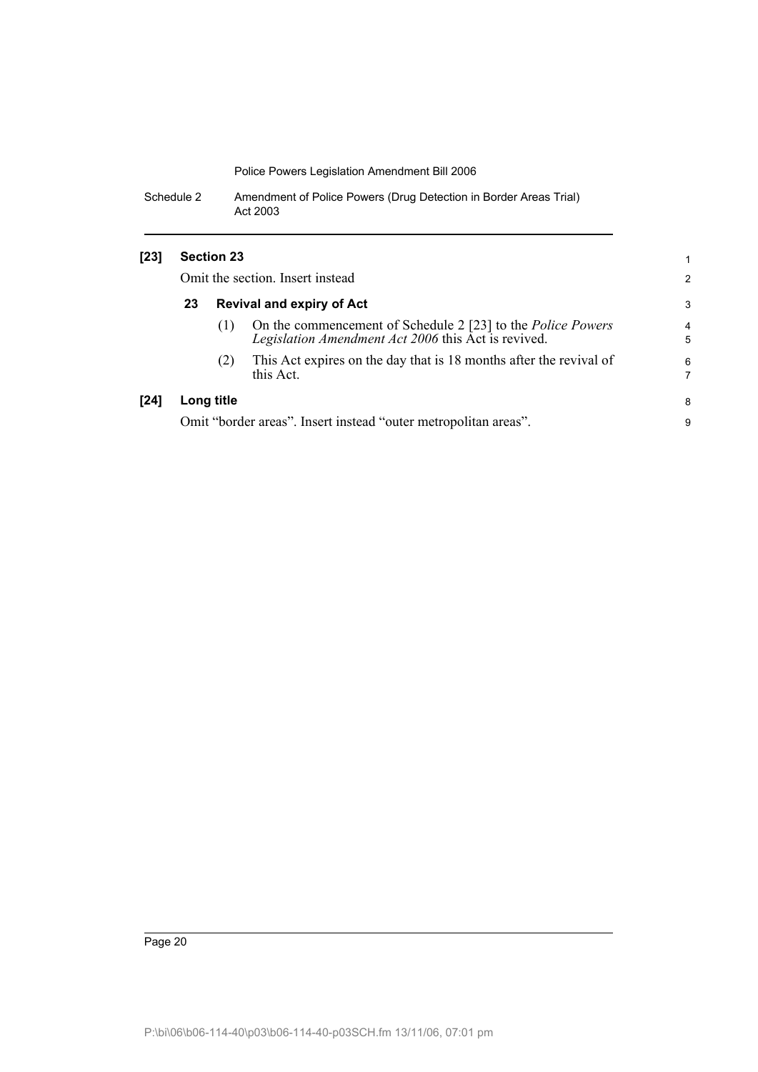**[23] Section 23**

Omit the section. Insert instead

**23 Revival and expiry of Act**

(1) On the commencement of Schedule 2 [23] to the *Police Powers Legislation Amendment Act 2006* this Act is revived.

(2) This Act expires on the day that is 18 months after the revival of this Act.

**[24] Long title**

Omit "border areas". Insert instead "outer metropolitan areas".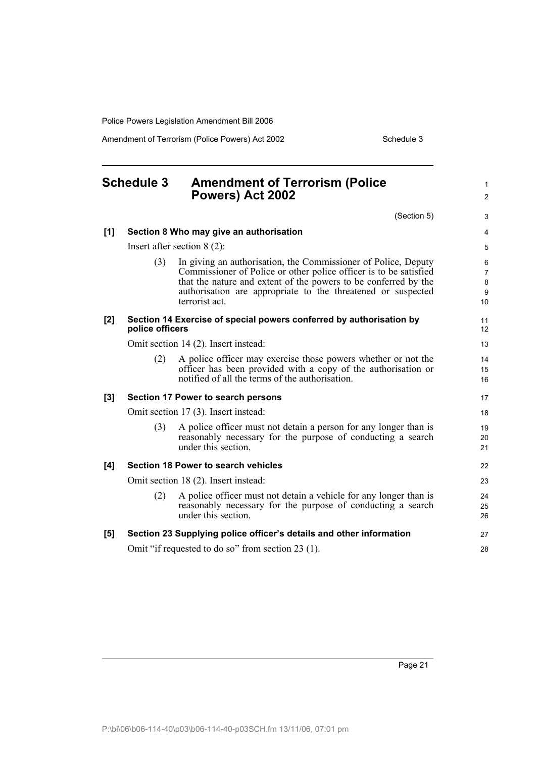# Schedule 3 Amendment of Terrorism (Police Powers) Act 2002

(Section 5)

**[1] Section 8 Who may give an authorisation**

Insert after section 8 (2):

(3) In giving an authorisation, the Commissioner of Police, Deputy Commissioner of Police or other police officer is to be satisfied that the nature and extent of the powers to be conferred by the authorisation are appropriate to the threatened or suspected terrorist act.

**[2] Section 14 Exercise of special powers conferred by authorisation by police officers**

Omit section 14 (2). Insert instead:

(2) A police officer may exercise those powers whether or not the officer has been provided with a copy of the authorisation or notified of all the terms of the authorisation.

**[3] Section 17 Power to search persons**

Omit section 17 (3). Insert instead:

(3) A police officer must not detain a person for any longer than is reasonably necessary for the purpose of conducting a search under this section.

**[4] Section 18 Power to search vehicles**

Omit section 18 (2). Insert instead:

(2) A police officer must not detain a vehicle for any longer than is reasonably necessary for the purpose of conducting a search under this section.

**[5] Section 23 Supplying police officer's details and other information**

Omit "if requested to do so" from section 23 (1).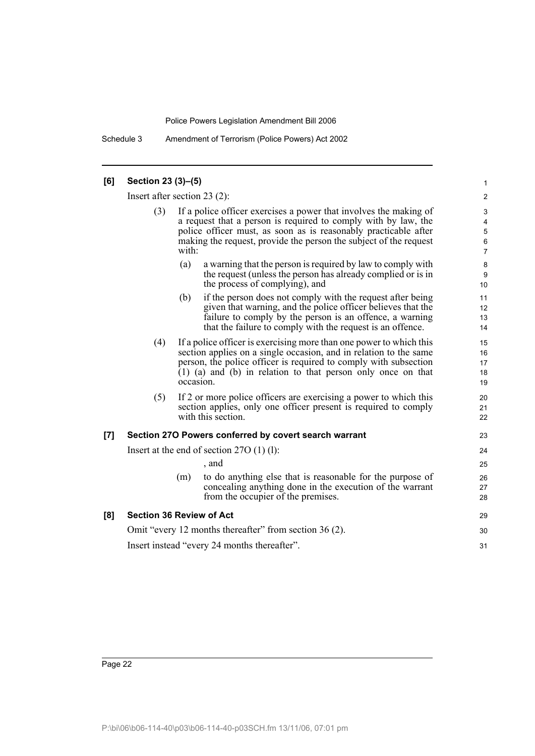## [6] Section 23 (3)–(5)

Insert after section 23 (2):

(3) If a police officer exercises a power that involves the making of a request that a person is required to comply with by law, the police officer must, as soon as is reasonably practicable after making the request, provide the person the subject of the request with:

(a) a warning that the person is required by law to comply with the request (unless the person has already complied or is in the process of complying), and

(b) if the person does not comply with the request after being given that warning, and the police officer believes that the failure to comply by the person is an offence, a warning that the failure to comply with the request is an offence.

(4) If a police officer is exercising more than one power to which this section applies on a single occasion, and in relation to the same person, the police officer is required to comply with subsection (1) (a) and (b) in relation to that person only once on that occasion.

(5) If 2 or more police officers are exercising a power to which this section applies, only one officer present is required to comply with this section.

## [7] Section 27O Powers conferred by covert search warrant

Insert at the end of section 27O (1) (l):

, and

(m) to do anything else that is reasonable for the purpose of concealing anything done in the execution of the warrant from the occupier of the premises.

## [8] Section 36 Review of Act

Omit "every 12 months thereafter" from section 36 (2).

Insert instead "every 24 months thereafter".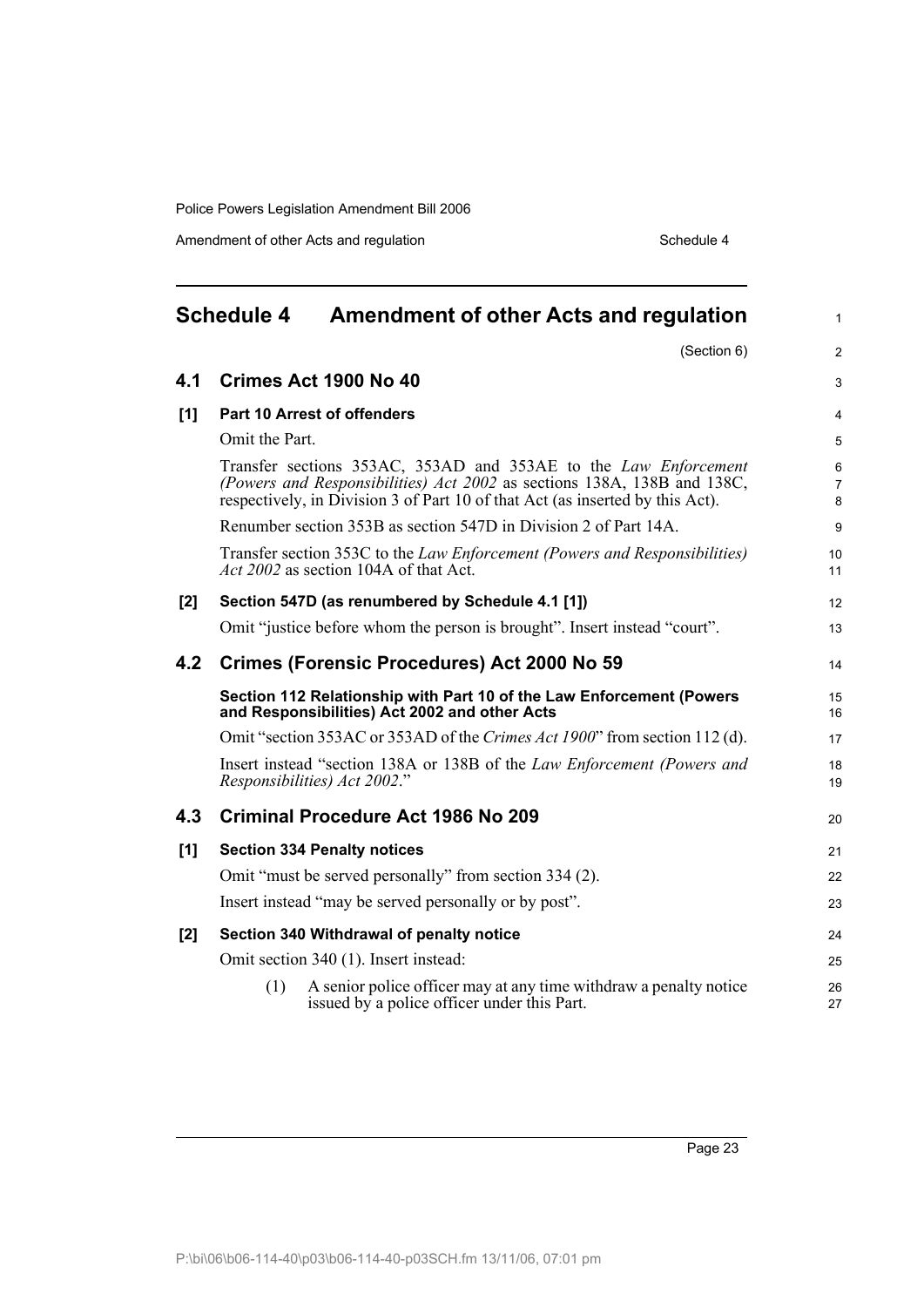## Schedule 4 Amendment of other Acts and regulation

(Section 6)

### 4.1 Crimes Act 1900 No 40

**[1] Part 10 Arrest of offenders**

Omit the Part.

Transfer sections 353AC, 353AD and 353AE to the *Law Enforcement (Powers and Responsibilities) Act 2002* as sections 138A, 138B and 138C, respectively, in Division 3 of Part 10 of that Act (as inserted by this Act).

Renumber section 353B as section 547D in Division 2 of Part 14A.

Transfer section 353C to the *Law Enforcement (Powers and Responsibilities) Act 2002* as section 104A of that Act.

**[2] Section 547D (as renumbered by Schedule 4.1 [1])**

Omit "justice before whom the person is brought". Insert instead "court".

### 4.2 Crimes (Forensic Procedures) Act 2000 No 59

**Section 112 Relationship with Part 10 of the Law Enforcement (Powers and Responsibilities) Act 2002 and other Acts**

Omit "section 353AC or 353AD of the *Crimes Act 1900*" from section 112 (d).

Insert instead "section 138A or 138B of the *Law Enforcement (Powers and Responsibilities) Act 2002*."

### 4.3 Criminal Procedure Act 1986 No 209

**[1] Section 334 Penalty notices**

Omit "must be served personally" from section 334 (2).

Insert instead "may be served personally or by post".

**[2] Section 340 Withdrawal of penalty notice**

Omit section 340 (1). Insert instead:

(1) A senior police officer may at any time withdraw a penalty notice issued by a police officer under this Part.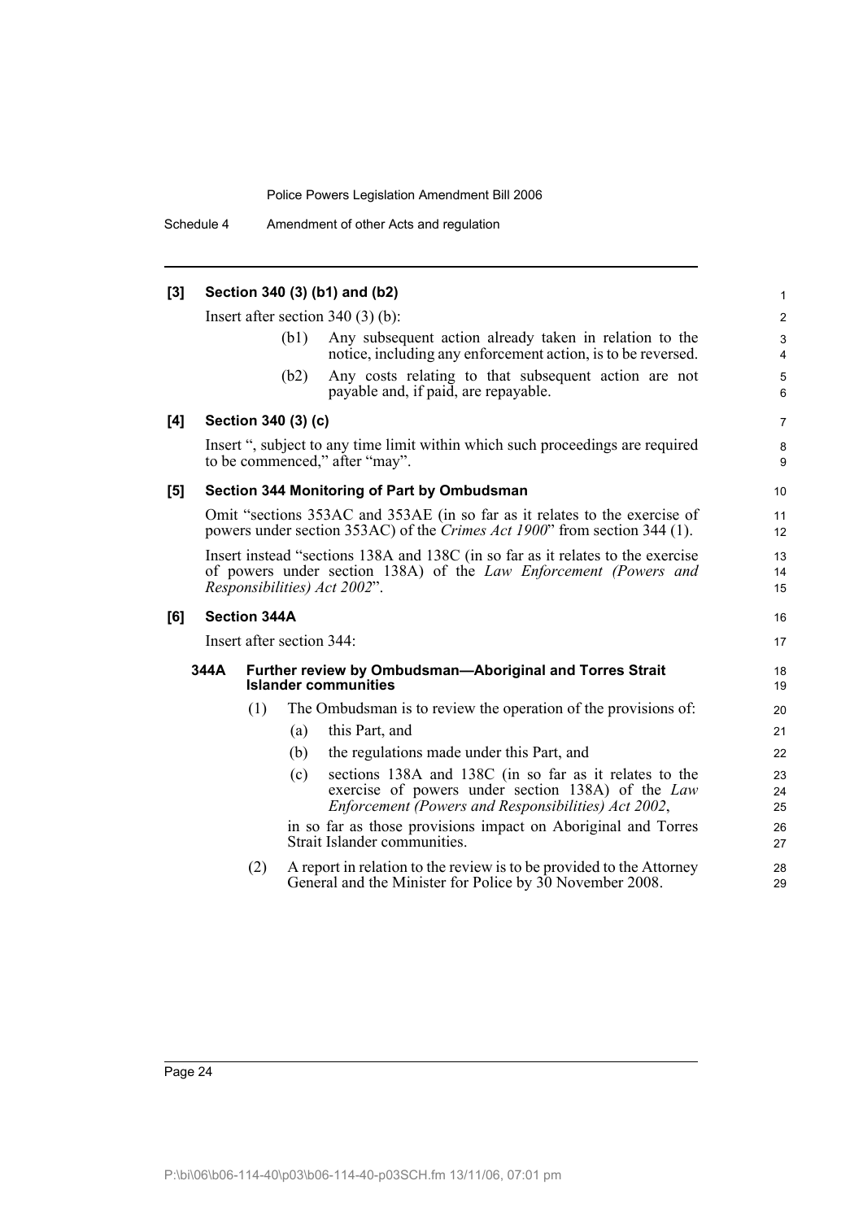**[3] Section 340 (3) (b1) and (b2)**

Insert after section 340 (3) (b):

(b1) Any subsequent action already taken in relation to the notice, including any enforcement action, is to be reversed.

(b2) Any costs relating to that subsequent action are not payable and, if paid, are repayable.

**[4] Section 340 (3) (c)**

Insert ", subject to any time limit within which such proceedings are required to be commenced," after "may".

**[5] Section 344 Monitoring of Part by Ombudsman**

Omit "sections 353AC and 353AE (in so far as it relates to the exercise of powers under section 353AC) of the *Crimes Act 1900*" from section 344 (1).

Insert instead "sections 138A and 138C (in so far as it relates to the exercise of powers under section 138A) of the *Law Enforcement (Powers and Responsibilities) Act 2002*".

**[6] Section 344A**

Insert after section 344:

**344A Further review by Ombudsman—Aboriginal and Torres Strait Islander communities**

(1) The Ombudsman is to review the operation of the provisions of:

(a) this Part, and

(b) the regulations made under this Part, and

(c) sections 138A and 138C (in so far as it relates to the exercise of powers under section 138A) of the *Law Enforcement (Powers and Responsibilities) Act 2002*,

in so far as those provisions impact on Aboriginal and Torres Strait Islander communities.

(2) A report in relation to the review is to be provided to the Attorney General and the Minister for Police by 30 November 2008.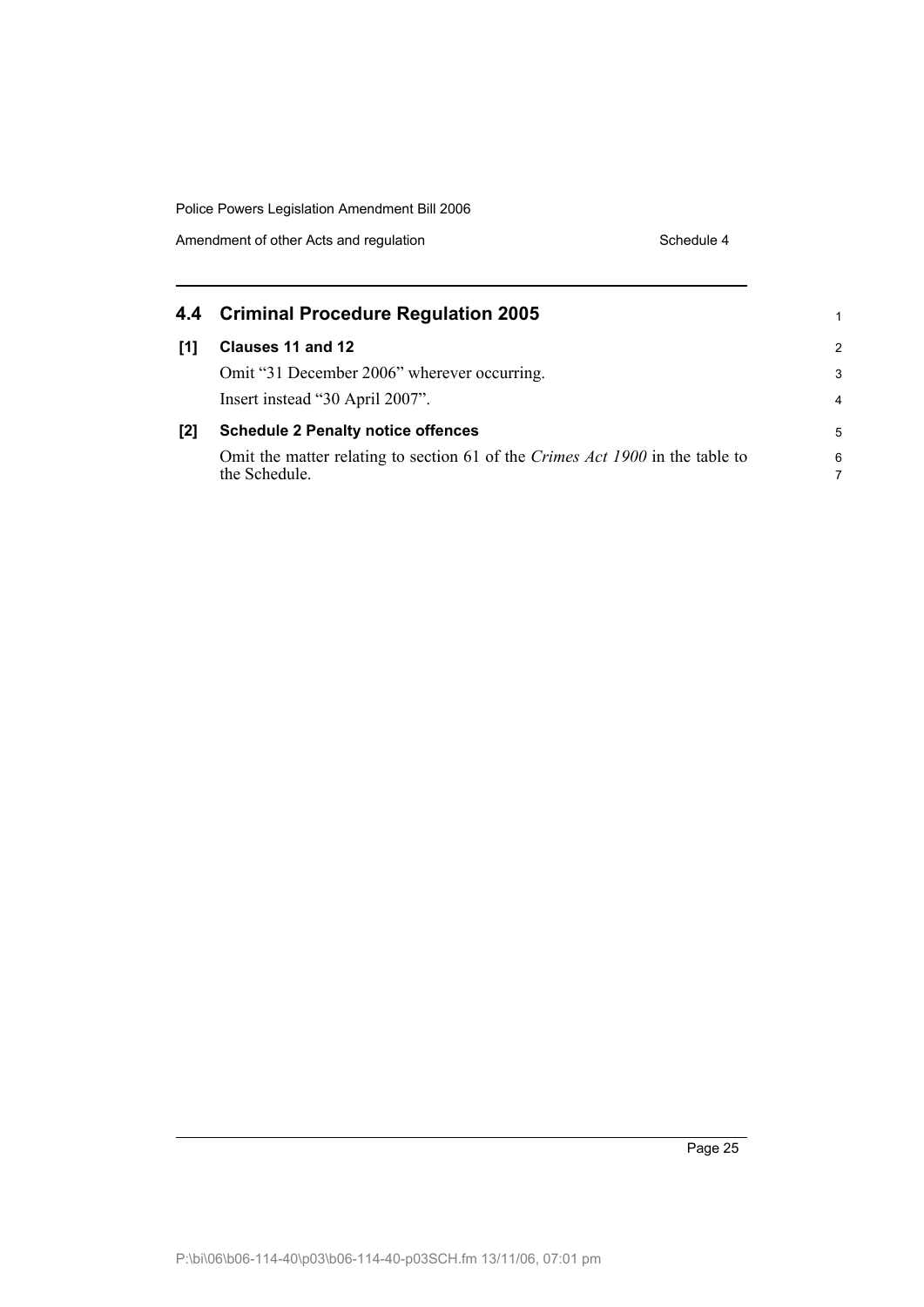## 4.4 Criminal Procedure Regulation 2005

**[1] Clauses 11 and 12**

Omit "31 December 2006" wherever occurring.

Insert instead "30 April 2007".

**[2] Schedule 2 Penalty notice offences**

Omit the matter relating to section 61 of the *Crimes Act 1900* in the table to the Schedule.